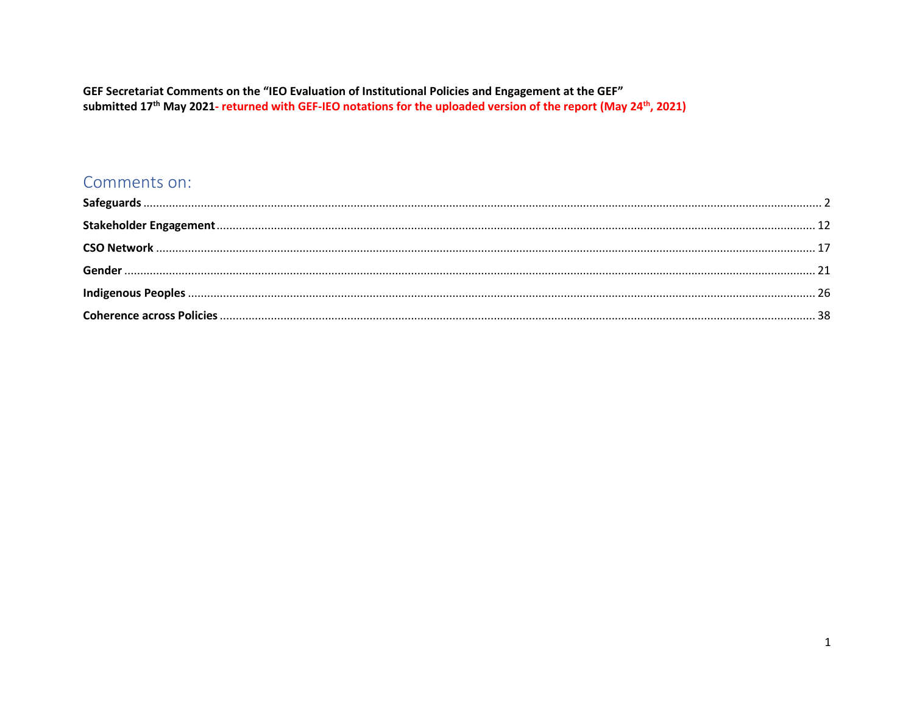**GEF Secretariat Comments on the "IEO Evaluation of Institutional Policies and Engagement at the GEF" submitted 17th May 2021- returned with GEF-IEO notations for the uploaded version of the report (May 24th, 2021)**

## Comments on:

**Safeguards** ............................................................ 2

**Stakeholder Engagement** ............................................................ 12

**CSO Network** ............................................................ 17

**Gender** ............................................................ 21

**Indigenous Peoples** ............................................................ 26

**Coherence across Policies** ............................................................ 38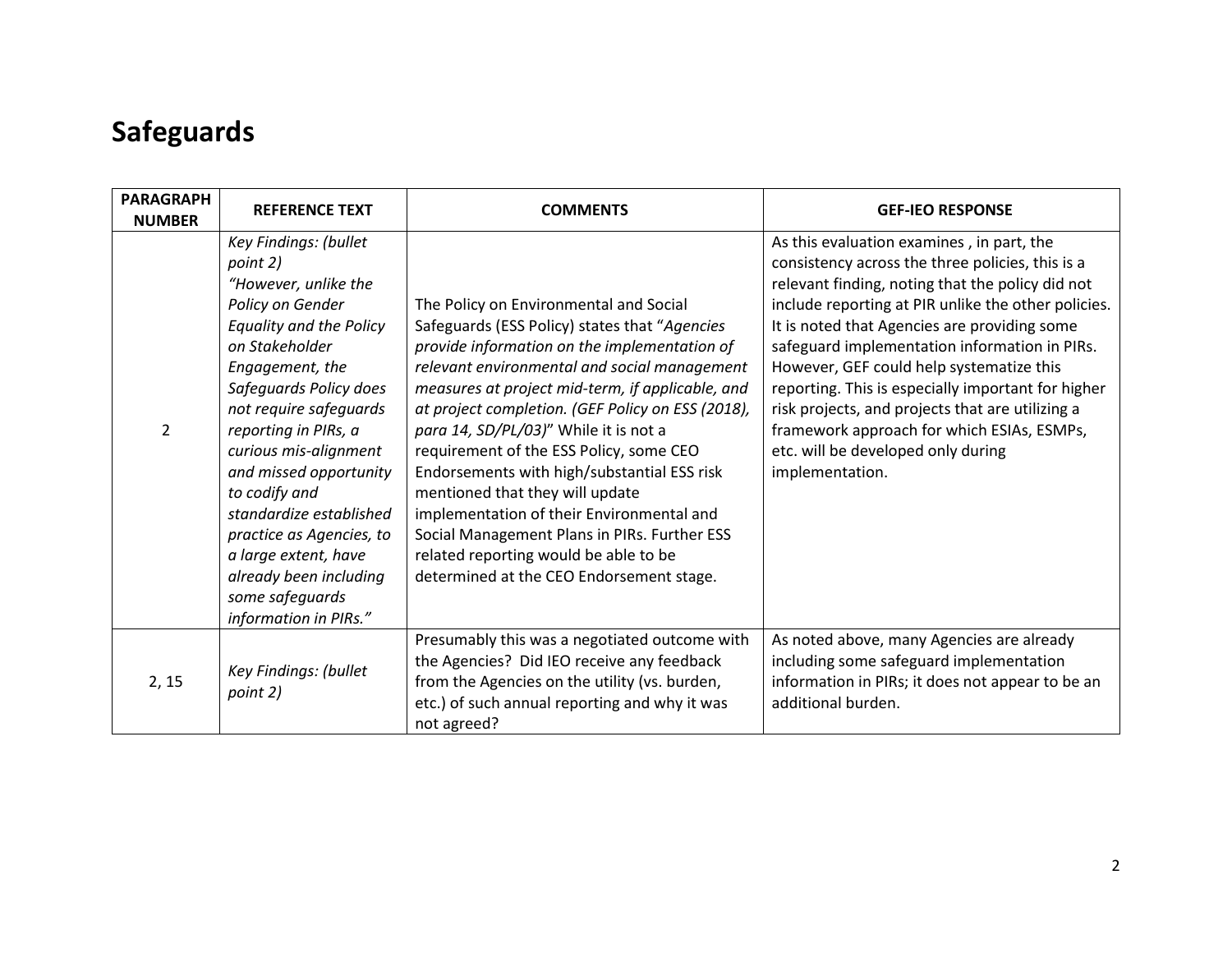# Safeguards

| PARAGRAPH NUMBER | REFERENCE TEXT | COMMENTS | GEF-IEO RESPONSE |
|---|---|---|---|
| 2 | *Key Findings: (bullet point 2) "However, unlike the Policy on Gender Equality and the Policy on Stakeholder Engagement, the Safeguards Policy does not require safeguards reporting in PIRs, a curious mis-alignment and missed opportunity to codify and standardize established practice as Agencies, to a large extent, have already been including some safeguards information in PIRs."* | The Policy on Environmental and Social Safeguards (ESS Policy) states that "*Agencies provide information on the implementation of relevant environmental and social management measures at project mid-term, if applicable, and at project completion. (GEF Policy on ESS (2018), para 14, SD/PL/03)*" While it is not a requirement of the ESS Policy, some CEO Endorsements with high/substantial ESS risk mentioned that they will update implementation of their Environmental and Social Management Plans in PIRs. Further ESS related reporting would be able to be determined at the CEO Endorsement stage. | As this evaluation examines , in part, the consistency across the three policies, this is a relevant finding, noting that the policy did not include reporting at PIR unlike the other policies. It is noted that Agencies are providing some safeguard implementation information in PIRs. However, GEF could help systematize this reporting. This is especially important for higher risk projects, and projects that are utilizing a framework approach for which ESIAs, ESMPs, etc. will be developed only during implementation. |
| 2, 15 | *Key Findings: (bullet point 2)* | Presumably this was a negotiated outcome with the Agencies? Did IEO receive any feedback from the Agencies on the utility (vs. burden, etc.) of such annual reporting and why it was not agreed? | As noted above, many Agencies are already including some safeguard implementation information in PIRs; it does not appear to be an additional burden. |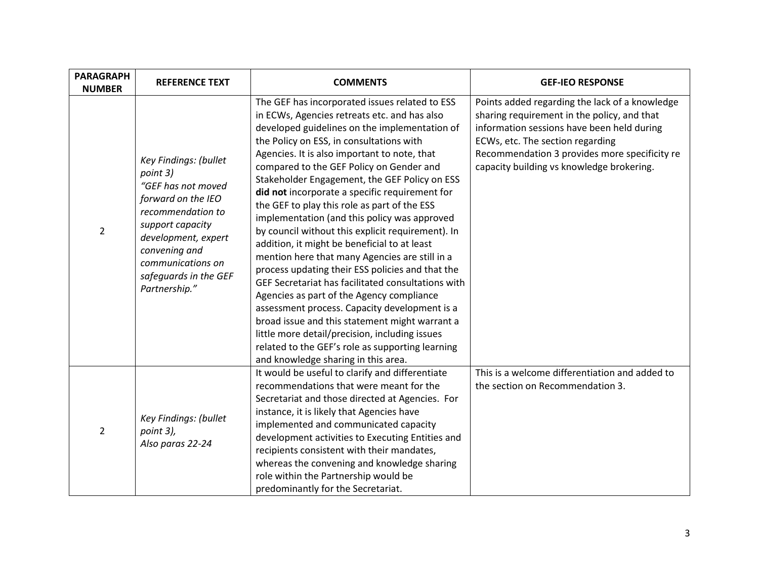| PARAGRAPH NUMBER | REFERENCE TEXT | COMMENTS | GEF-IEO RESPONSE |
|---|---|---|---|
| 2 | *Key Findings: (bullet point 3) "GEF has not moved forward on the IEO recommendation to support capacity development, expert convening and communications on safeguards in the GEF Partnership."* | The GEF has incorporated issues related to ESS in ECWs, Agencies retreats etc. and has also developed guidelines on the implementation of the Policy on ESS, in consultations with Agencies. It is also important to note, that compared to the GEF Policy on Gender and Stakeholder Engagement, the GEF Policy on ESS **did not** incorporate a specific requirement for the GEF to play this role as part of the ESS implementation (and this policy was approved by council without this explicit requirement). In addition, it might be beneficial to at least mention here that many Agencies are still in a process updating their ESS policies and that the GEF Secretariat has facilitated consultations with Agencies as part of the Agency compliance assessment process. Capacity development is a broad issue and this statement might warrant a little more detail/precision, including issues related to the GEF's role as supporting learning and knowledge sharing in this area. | Points added regarding the lack of a knowledge sharing requirement in the policy, and that information sessions have been held during ECWs, etc. The section regarding Recommendation 3 provides more specificity re capacity building vs knowledge brokering. |
| 2 | *Key Findings: (bullet point 3), Also paras 22-24* | It would be useful to clarify and differentiate recommendations that were meant for the Secretariat and those directed at Agencies. For instance, it is likely that Agencies have implemented and communicated capacity development activities to Executing Entities and recipients consistent with their mandates, whereas the convening and knowledge sharing role within the Partnership would be predominantly for the Secretariat. | This is a welcome differentiation and added to the section on Recommendation 3. |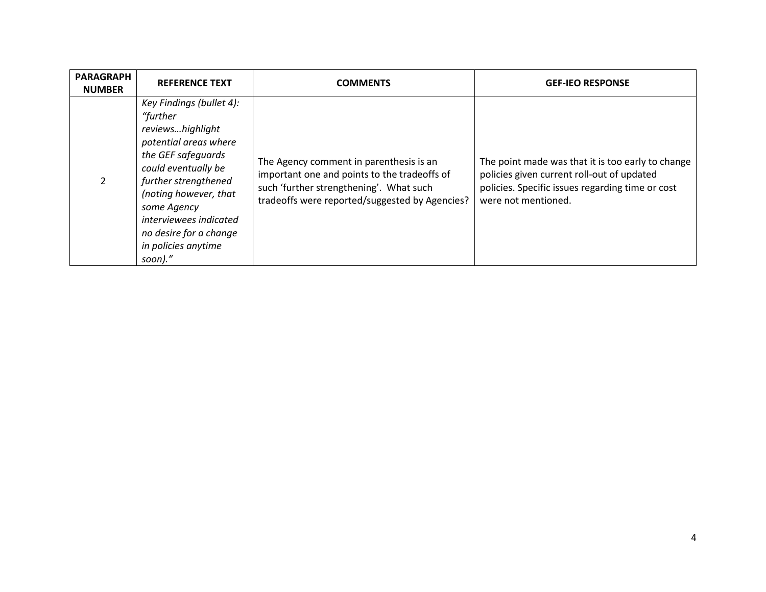| PARAGRAPH NUMBER | REFERENCE TEXT | COMMENTS | GEF-IEO RESPONSE |
|---|---|---|---|
| 2 | *Key Findings (bullet 4): "further reviews…highlight potential areas where the GEF safeguards could eventually be further strengthened (noting however, that some Agency interviewees indicated no desire for a change in policies anytime soon)."* | The Agency comment in parenthesis is an important one and points to the tradeoffs of such 'further strengthening'. What such tradeoffs were reported/suggested by Agencies? | The point made was that it is too early to change policies given current roll-out of updated policies. Specific issues regarding time or cost were not mentioned. |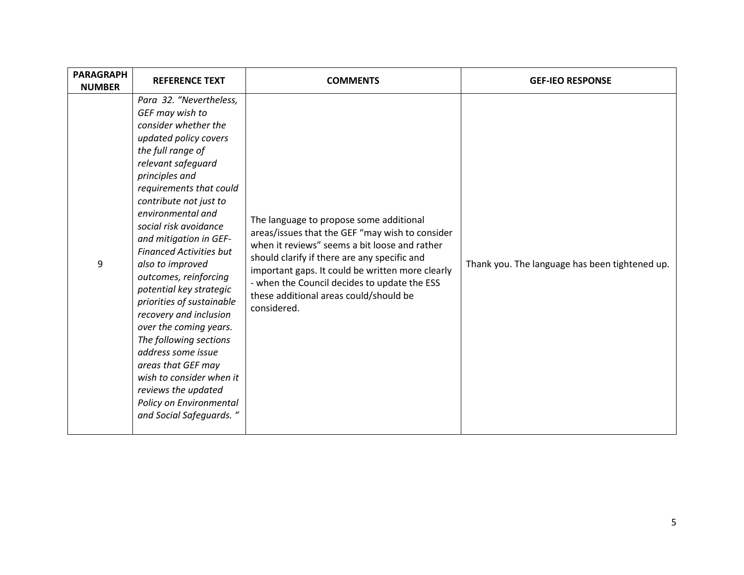| PARAGRAPH NUMBER | REFERENCE TEXT | COMMENTS | GEF-IEO RESPONSE |
|---|---|---|---|
| 9 | *Para 32. "Nevertheless, GEF may wish to consider whether the updated policy covers the full range of relevant safeguard principles and requirements that could contribute not just to environmental and social risk avoidance and mitigation in GEF-Financed Activities but also to improved outcomes, reinforcing potential key strategic priorities of sustainable recovery and inclusion over the coming years. The following sections address some issue areas that GEF may wish to consider when it reviews the updated Policy on Environmental and Social Safeguards. "* | The language to propose some additional areas/issues that the GEF "may wish to consider when it reviews" seems a bit loose and rather should clarify if there are any specific and important gaps. It could be written more clearly - when the Council decides to update the ESS these additional areas could/should be considered. | Thank you. The language has been tightened up. |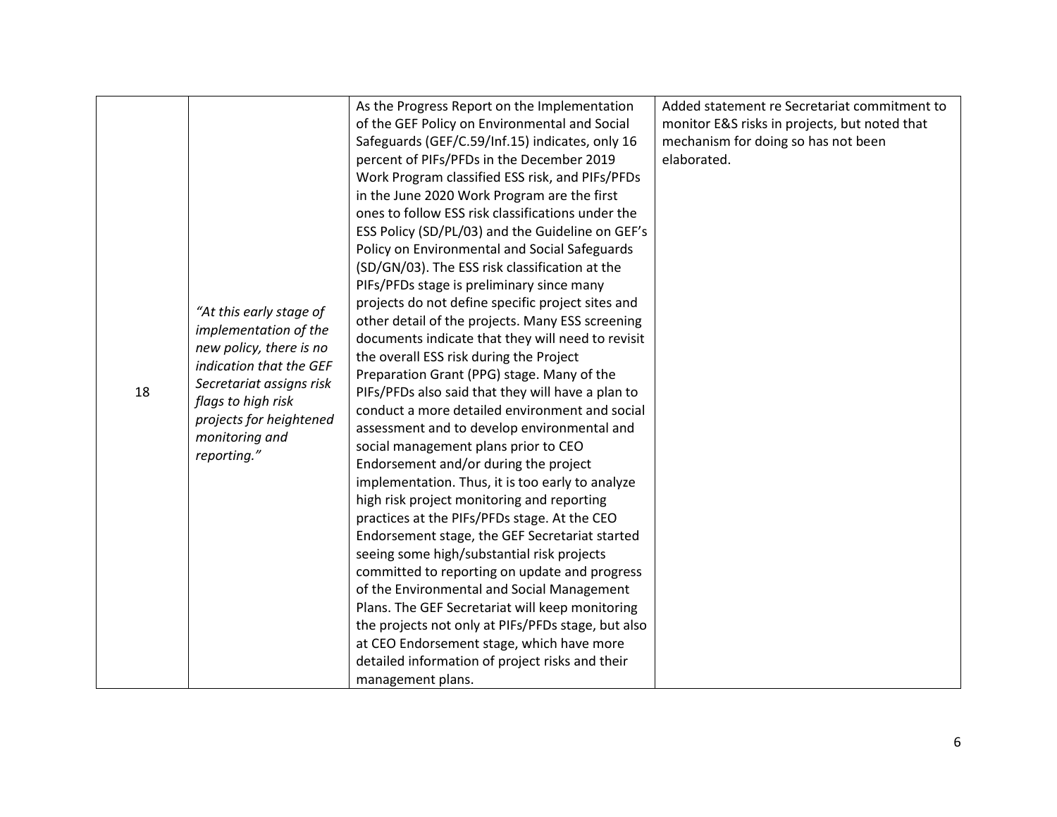| | | | |
|---|---|---|---|
| 18 | *"At this early stage of implementation of the new policy, there is no indication that the GEF Secretariat assigns risk flags to high risk projects for heightened monitoring and reporting."* | As the Progress Report on the Implementation of the GEF Policy on Environmental and Social Safeguards (GEF/C.59/Inf.15) indicates, only 16 percent of PIFs/PFDs in the December 2019 Work Program classified ESS risk, and PIFs/PFDs in the June 2020 Work Program are the first ones to follow ESS risk classifications under the ESS Policy (SD/PL/03) and the Guideline on GEF's Policy on Environmental and Social Safeguards (SD/GN/03). The ESS risk classification at the PIFs/PFDs stage is preliminary since many projects do not define specific project sites and other detail of the projects. Many ESS screening documents indicate that they will need to revisit the overall ESS risk during the Project Preparation Grant (PPG) stage. Many of the PIFs/PFDs also said that they will have a plan to conduct a more detailed environment and social assessment and to develop environmental and social management plans prior to CEO Endorsement and/or during the project implementation. Thus, it is too early to analyze high risk project monitoring and reporting practices at the PIFs/PFDs stage. At the CEO Endorsement stage, the GEF Secretariat started seeing some high/substantial risk projects committed to reporting on update and progress of the Environmental and Social Management Plans. The GEF Secretariat will keep monitoring the projects not only at PIFs/PFDs stage, but also at CEO Endorsement stage, which have more detailed information of project risks and their management plans. | Added statement re Secretariat commitment to monitor E&S risks in projects, but noted that mechanism for doing so has not been elaborated. |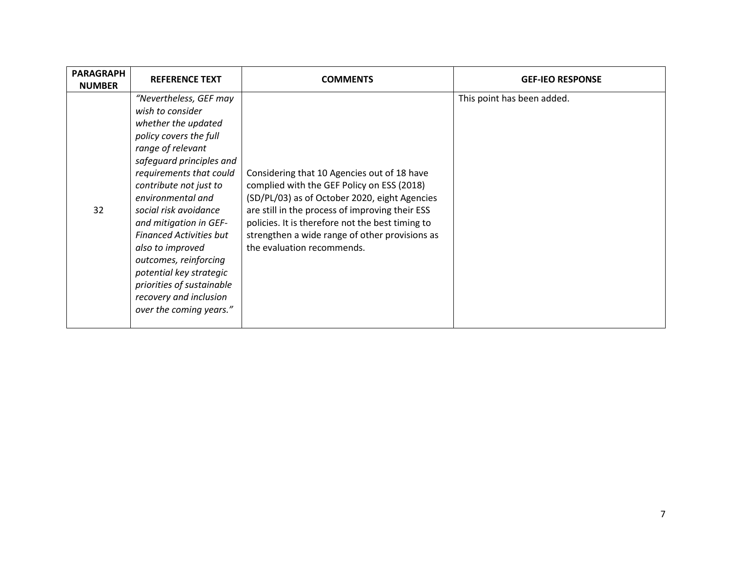| PARAGRAPH NUMBER | REFERENCE TEXT | COMMENTS | GEF-IEO RESPONSE |
|---|---|---|---|
| 32 | *"Nevertheless, GEF may wish to consider whether the updated policy covers the full range of relevant safeguard principles and requirements that could contribute not just to environmental and social risk avoidance and mitigation in GEF-Financed Activities but also to improved outcomes, reinforcing potential key strategic priorities of sustainable recovery and inclusion over the coming years."* | Considering that 10 Agencies out of 18 have complied with the GEF Policy on ESS (2018) (SD/PL/03) as of October 2020, eight Agencies are still in the process of improving their ESS policies. It is therefore not the best timing to strengthen a wide range of other provisions as the evaluation recommends. | This point has been added. |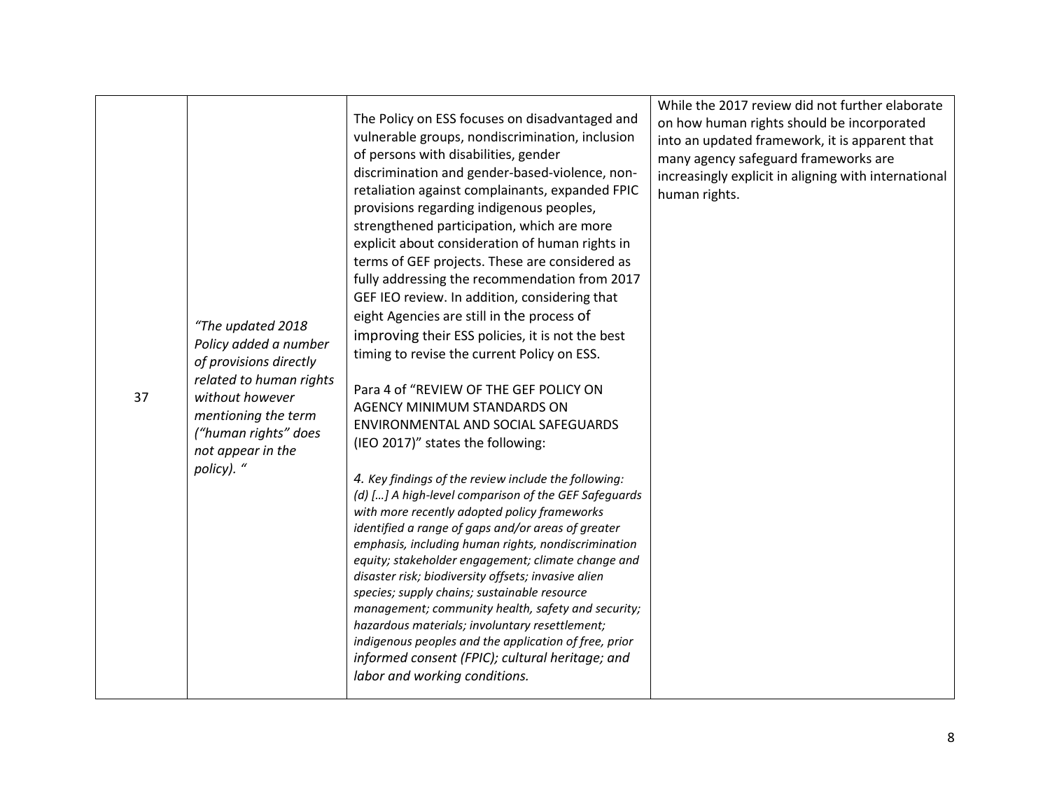| 37 | *"The updated 2018 Policy added a number of provisions directly related to human rights without however mentioning the term ("human rights" does not appear in the policy). "* | The Policy on ESS focuses on disadvantaged and vulnerable groups, nondiscrimination, inclusion of persons with disabilities, gender discrimination and gender-based-violence, non-retaliation against complainants, expanded FPIC provisions regarding indigenous peoples, strengthened participation, which are more explicit about consideration of human rights in terms of GEF projects. These are considered as fully addressing the recommendation from 2017 GEF IEO review. In addition, considering that eight Agencies are still in the process of improving their ESS policies, it is not the best timing to revise the current Policy on ESS.<br><br>Para 4 of "REVIEW OF THE GEF POLICY ON AGENCY MINIMUM STANDARDS ON ENVIRONMENTAL AND SOCIAL SAFEGUARDS (IEO 2017)" states the following:<br><br>*4. Key findings of the review include the following: (d) […] A high-level comparison of the GEF Safeguards with more recently adopted policy frameworks identified a range of gaps and/or areas of greater emphasis, including human rights, nondiscrimination equity; stakeholder engagement; climate change and disaster risk; biodiversity offsets; invasive alien species; supply chains; sustainable resource management; community health, safety and security; hazardous materials; involuntary resettlement; indigenous peoples and the application of free, prior informed consent (FPIC); cultural heritage; and labor and working conditions.* | While the 2017 review did not further elaborate on how human rights should be incorporated into an updated framework, it is apparent that many agency safeguard frameworks are increasingly explicit in aligning with international human rights. |
|---|---|---|---|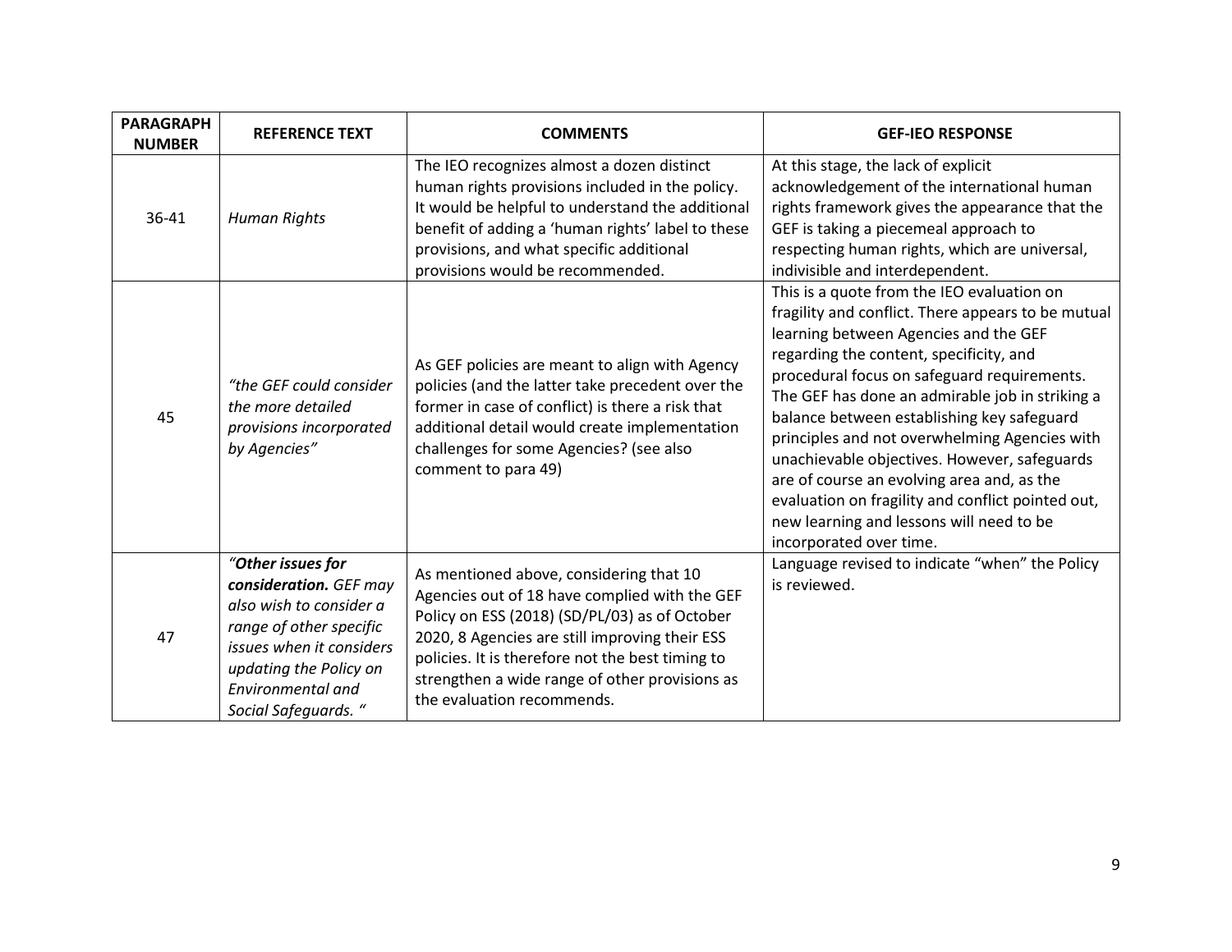| PARAGRAPH NUMBER | REFERENCE TEXT | COMMENTS | GEF-IEO RESPONSE |
|---|---|---|---|
| 36-41 | *Human Rights* | The IEO recognizes almost a dozen distinct human rights provisions included in the policy. It would be helpful to understand the additional benefit of adding a 'human rights' label to these provisions, and what specific additional provisions would be recommended. | At this stage, the lack of explicit acknowledgement of the international human rights framework gives the appearance that the GEF is taking a piecemeal approach to respecting human rights, which are universal, indivisible and interdependent. |
| 45 | *"the GEF could consider the more detailed provisions incorporated by Agencies"* | As GEF policies are meant to align with Agency policies (and the latter take precedent over the former in case of conflict) is there a risk that additional detail would create implementation challenges for some Agencies? (see also comment to para 49) | This is a quote from the IEO evaluation on fragility and conflict. There appears to be mutual learning between Agencies and the GEF regarding the content, specificity, and procedural focus on safeguard requirements. The GEF has done an admirable job in striking a balance between establishing key safeguard principles and not overwhelming Agencies with unachievable objectives. However, safeguards are of course an evolving area and, as the evaluation on fragility and conflict pointed out, new learning and lessons will need to be incorporated over time. |
| 47 | *"**Other issues for consideration.** GEF may also wish to consider a range of other specific issues when it considers updating the Policy on Environmental and Social Safeguards. "* | As mentioned above, considering that 10 Agencies out of 18 have complied with the GEF Policy on ESS (2018) (SD/PL/03) as of October 2020, 8 Agencies are still improving their ESS policies. It is therefore not the best timing to strengthen a wide range of other provisions as the evaluation recommends. | Language revised to indicate "when" the Policy is reviewed. |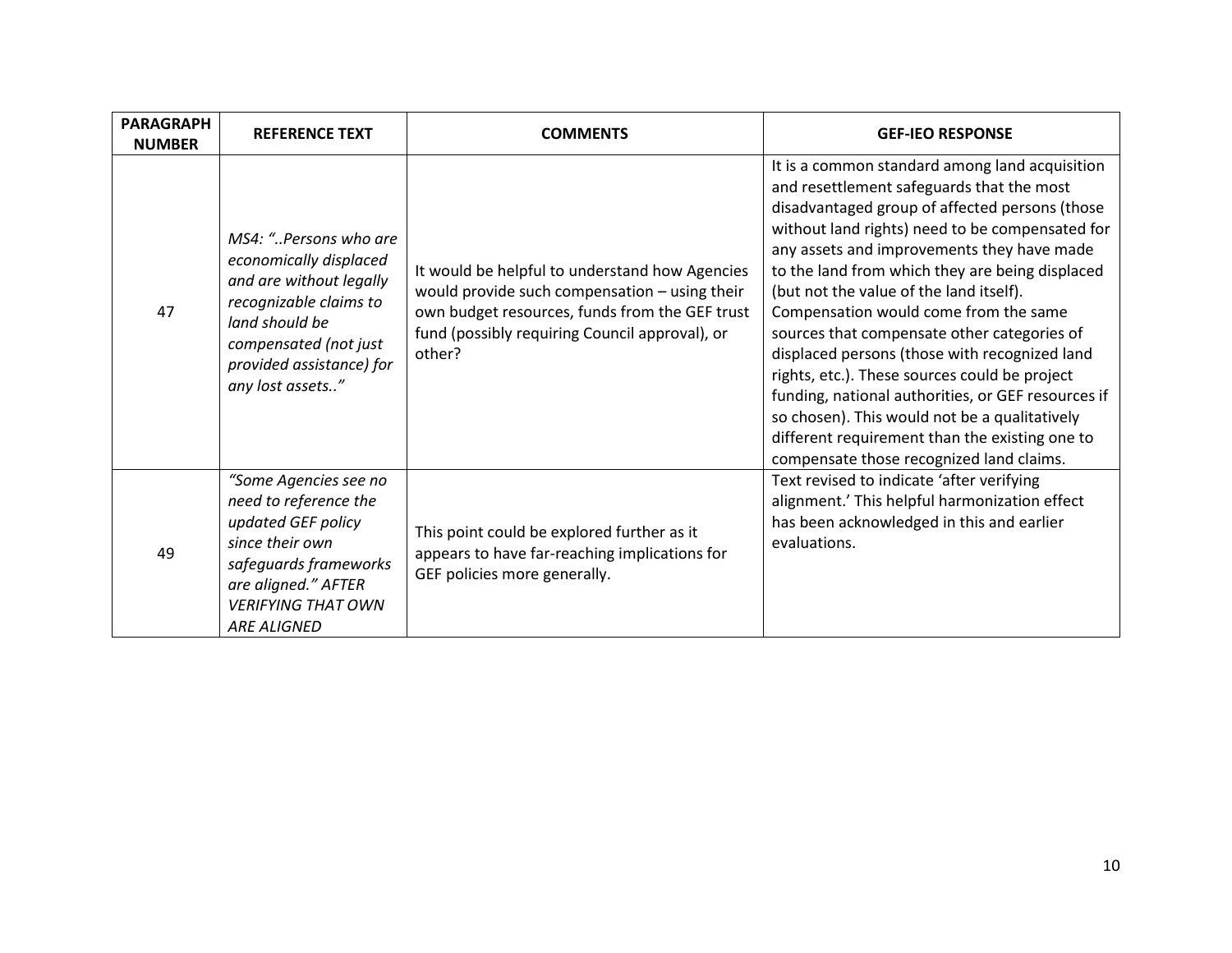| PARAGRAPH NUMBER | REFERENCE TEXT | COMMENTS | GEF-IEO RESPONSE |
|---|---|---|---|
| 47 | *MS4: "..Persons who are economically displaced and are without legally recognizable claims to land should be compensated (not just provided assistance) for any lost assets.."* | It would be helpful to understand how Agencies would provide such compensation – using their own budget resources, funds from the GEF trust fund (possibly requiring Council approval), or other? | It is a common standard among land acquisition and resettlement safeguards that the most disadvantaged group of affected persons (those without land rights) need to be compensated for any assets and improvements they have made to the land from which they are being displaced (but not the value of the land itself). Compensation would come from the same sources that compensate other categories of displaced persons (those with recognized land rights, etc.). These sources could be project funding, national authorities, or GEF resources if so chosen). This would not be a qualitatively different requirement than the existing one to compensate those recognized land claims. |
| 49 | *"Some Agencies see no need to reference the updated GEF policy since their own safeguards frameworks are aligned." AFTER VERIFYING THAT OWN ARE ALIGNED* | This point could be explored further as it appears to have far-reaching implications for GEF policies more generally. | Text revised to indicate 'after verifying alignment.' This helpful harmonization effect has been acknowledged in this and earlier evaluations. |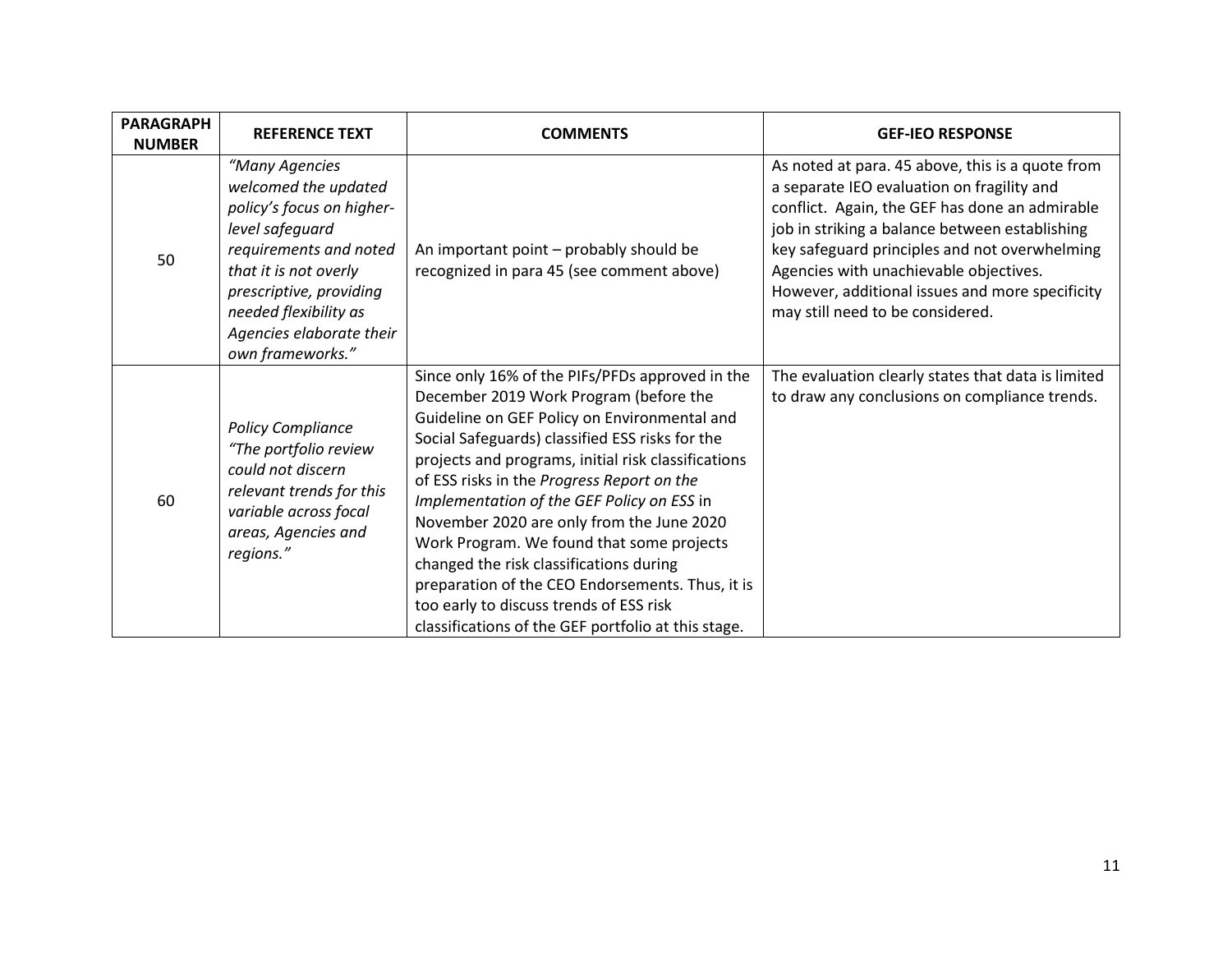| PARAGRAPH NUMBER | REFERENCE TEXT | COMMENTS | GEF-IEO RESPONSE |
|---|---|---|---|
| 50 | *"Many Agencies welcomed the updated policy's focus on higher-level safeguard requirements and noted that it is not overly prescriptive, providing needed flexibility as Agencies elaborate their own frameworks."* | An important point – probably should be recognized in para 45 (see comment above) | As noted at para. 45 above, this is a quote from a separate IEO evaluation on fragility and conflict. Again, the GEF has done an admirable job in striking a balance between establishing key safeguard principles and not overwhelming Agencies with unachievable objectives. However, additional issues and more specificity may still need to be considered. |
| 60 | *Policy Compliance "The portfolio review could not discern relevant trends for this variable across focal areas, Agencies and regions."* | Since only 16% of the PIFs/PFDs approved in the December 2019 Work Program (before the Guideline on GEF Policy on Environmental and Social Safeguards) classified ESS risks for the projects and programs, initial risk classifications of ESS risks in the *Progress Report on the Implementation of the GEF Policy on ESS* in November 2020 are only from the June 2020 Work Program. We found that some projects changed the risk classifications during preparation of the CEO Endorsements. Thus, it is too early to discuss trends of ESS risk classifications of the GEF portfolio at this stage. | The evaluation clearly states that data is limited to draw any conclusions on compliance trends. |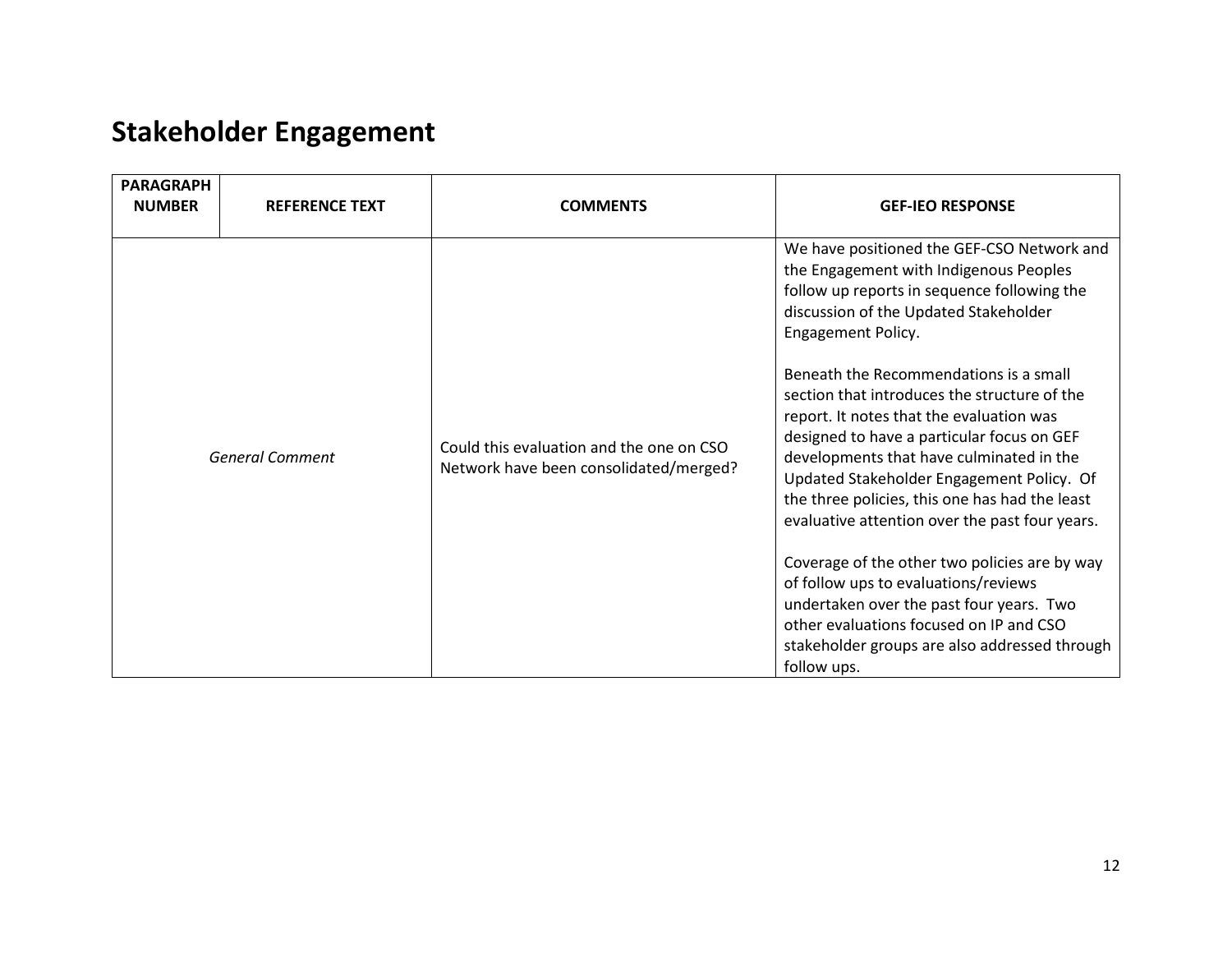# Stakeholder Engagement

| PARAGRAPH NUMBER | REFERENCE TEXT | COMMENTS | GEF-IEO RESPONSE |
|---|---|---|---|
| *General Comment* | | Could this evaluation and the one on CSO Network have been consolidated/merged? | We have positioned the GEF-CSO Network and the Engagement with Indigenous Peoples follow up reports in sequence following the discussion of the Updated Stakeholder Engagement Policy.<br><br>Beneath the Recommendations is a small section that introduces the structure of the report. It notes that the evaluation was designed to have a particular focus on GEF developments that have culminated in the Updated Stakeholder Engagement Policy. Of the three policies, this one has had the least evaluative attention over the past four years.<br><br>Coverage of the other two policies are by way of follow ups to evaluations/reviews undertaken over the past four years. Two other evaluations focused on IP and CSO stakeholder groups are also addressed through follow ups. |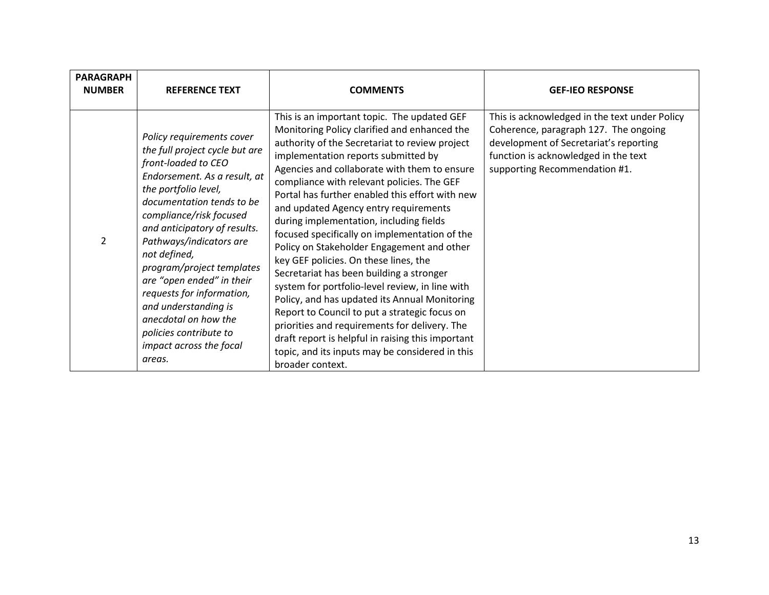| PARAGRAPH NUMBER | REFERENCE TEXT | COMMENTS | GEF-IEO RESPONSE |
|---|---|---|---|
| 2 | *Policy requirements cover the full project cycle but are front-loaded to CEO Endorsement. As a result, at the portfolio level, documentation tends to be compliance/risk focused and anticipatory of results. Pathways/indicators are not defined, program/project templates are "open ended" in their requests for information, and understanding is anecdotal on how the policies contribute to impact across the focal areas.* | This is an important topic. The updated GEF Monitoring Policy clarified and enhanced the authority of the Secretariat to review project implementation reports submitted by Agencies and collaborate with them to ensure compliance with relevant policies. The GEF Portal has further enabled this effort with new and updated Agency entry requirements during implementation, including fields focused specifically on implementation of the Policy on Stakeholder Engagement and other key GEF policies. On these lines, the Secretariat has been building a stronger system for portfolio-level review, in line with Policy, and has updated its Annual Monitoring Report to Council to put a strategic focus on priorities and requirements for delivery. The draft report is helpful in raising this important topic, and its inputs may be considered in this broader context. | This is acknowledged in the text under Policy Coherence, paragraph 127. The ongoing development of Secretariat's reporting function is acknowledged in the text supporting Recommendation #1. |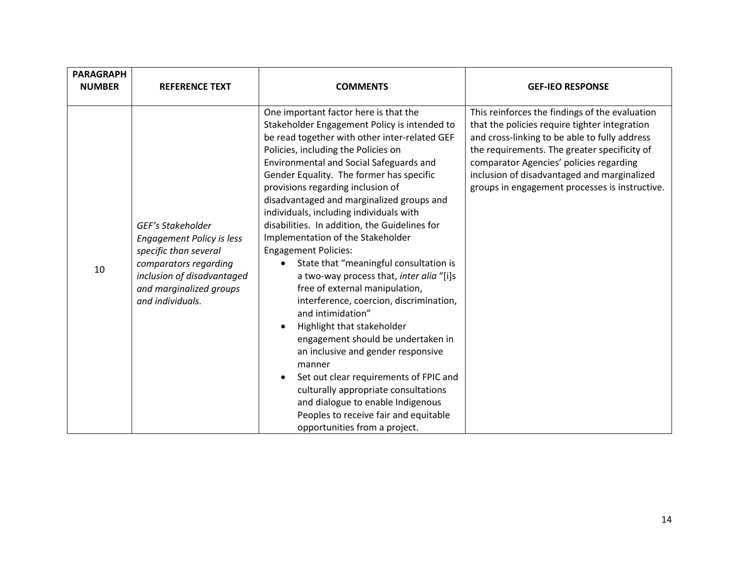| PARAGRAPH NUMBER | REFERENCE TEXT | COMMENTS | GEF-IEO RESPONSE |
|---|---|---|---|
| 10 | *GEF's Stakeholder Engagement Policy is less specific than several comparators regarding inclusion of disadvantaged and marginalized groups and individuals.* | One important factor here is that the Stakeholder Engagement Policy is intended to be read together with other inter-related GEF Policies, including the Policies on Environmental and Social Safeguards and Gender Equality. The former has specific provisions regarding inclusion of disadvantaged and marginalized groups and individuals, including individuals with disabilities. In addition, the Guidelines for Implementation of the Stakeholder Engagement Policies: <br>• State that "meaningful consultation is a two-way process that, *inter alia* "[i]s free of external manipulation, interference, coercion, discrimination, and intimidation" <br>• Highlight that stakeholder engagement should be undertaken in an inclusive and gender responsive manner <br>• Set out clear requirements of FPIC and culturally appropriate consultations and dialogue to enable Indigenous Peoples to receive fair and equitable opportunities from a project. | This reinforces the findings of the evaluation that the policies require tighter integration and cross-linking to be able to fully address the requirements. The greater specificity of comparator Agencies' policies regarding inclusion of disadvantaged and marginalized groups in engagement processes is instructive. |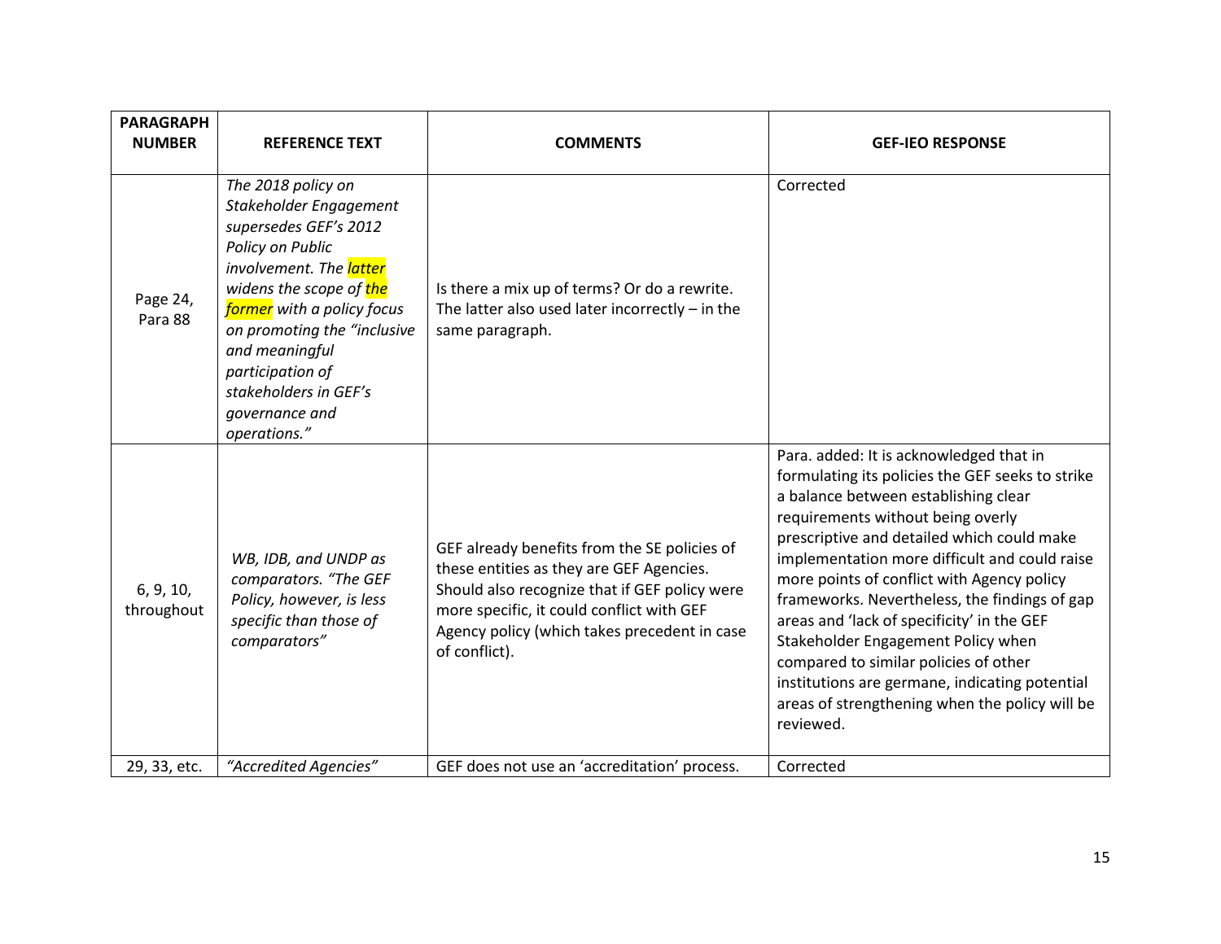| PARAGRAPH NUMBER | REFERENCE TEXT | COMMENTS | GEF-IEO RESPONSE |
|---|---|---|---|
| Page 24, Para 88 | *The 2018 policy on Stakeholder Engagement supersedes GEF's 2012 Policy on Public involvement. The latter widens the scope of the former with a policy focus on promoting the "inclusive and meaningful participation of stakeholders in GEF's governance and operations."* | Is there a mix up of terms? Or do a rewrite. The latter also used later incorrectly – in the same paragraph. | Corrected |
| 6, 9, 10, throughout | *WB, IDB, and UNDP as comparators. "The GEF Policy, however, is less specific than those of comparators"* | GEF already benefits from the SE policies of these entities as they are GEF Agencies. Should also recognize that if GEF policy were more specific, it could conflict with GEF Agency policy (which takes precedent in case of conflict). | Para. added: It is acknowledged that in formulating its policies the GEF seeks to strike a balance between establishing clear requirements without being overly prescriptive and detailed which could make implementation more difficult and could raise more points of conflict with Agency policy frameworks. Nevertheless, the findings of gap areas and 'lack of specificity' in the GEF Stakeholder Engagement Policy when compared to similar policies of other institutions are germane, indicating potential areas of strengthening when the policy will be reviewed. |
| 29, 33, etc. | *"Accredited Agencies"* | GEF does not use an 'accreditation' process. | Corrected |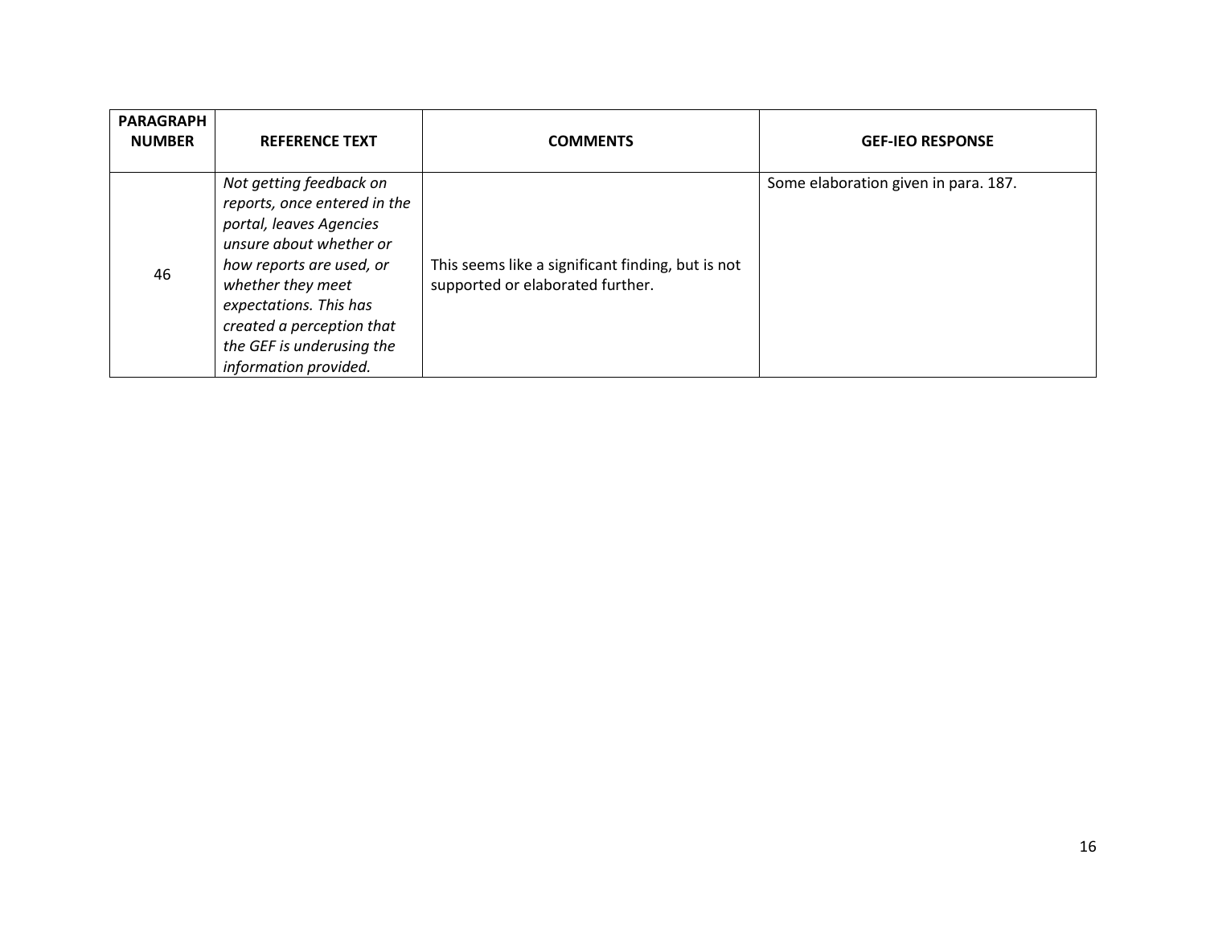| PARAGRAPH NUMBER | REFERENCE TEXT | COMMENTS | GEF-IEO RESPONSE |
|---|---|---|---|
| 46 | *Not getting feedback on reports, once entered in the portal, leaves Agencies unsure about whether or how reports are used, or whether they meet expectations. This has created a perception that the GEF is underusing the information provided.* | This seems like a significant finding, but is not supported or elaborated further. | Some elaboration given in para. 187. |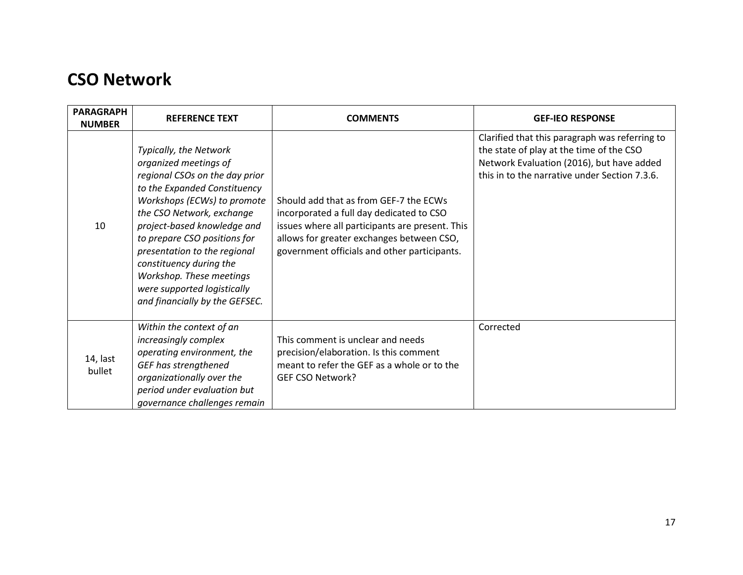# CSO Network

| PARAGRAPH NUMBER | REFERENCE TEXT | COMMENTS | GEF-IEO RESPONSE |
|---|---|---|---|
| 10 | *Typically, the Network organized meetings of regional CSOs on the day prior to the Expanded Constituency Workshops (ECWs) to promote the CSO Network, exchange project-based knowledge and to prepare CSO positions for presentation to the regional constituency during the Workshop. These meetings were supported logistically and financially by the GEFSEC.* | Should add that as from GEF-7 the ECWs incorporated a full day dedicated to CSO issues where all participants are present. This allows for greater exchanges between CSO, government officials and other participants. | Clarified that this paragraph was referring to the state of play at the time of the CSO Network Evaluation (2016), but have added this in to the narrative under Section 7.3.6. |
| 14, last bullet | *Within the context of an increasingly complex operating environment, the GEF has strengthened organizationally over the period under evaluation but governance challenges remain* | This comment is unclear and needs precision/elaboration. Is this comment meant to refer the GEF as a whole or to the GEF CSO Network? | Corrected |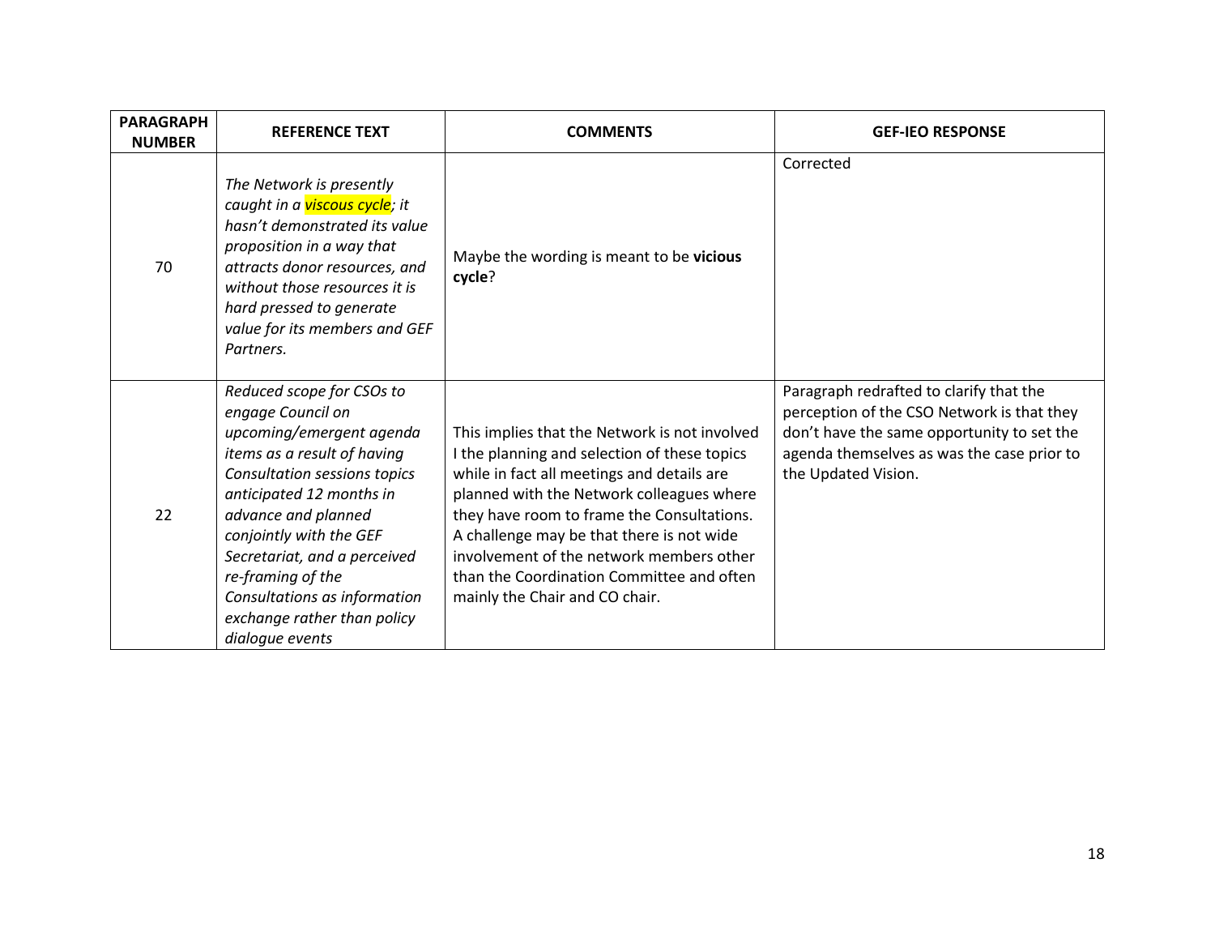| PARAGRAPH NUMBER | REFERENCE TEXT | COMMENTS | GEF-IEO RESPONSE |
|---|---|---|---|
| 70 | *The Network is presently caught in a viscous cycle; it hasn't demonstrated its value proposition in a way that attracts donor resources, and without those resources it is hard pressed to generate value for its members and GEF Partners.* | Maybe the wording is meant to be **vicious cycle**? | Corrected |
| 22 | *Reduced scope for CSOs to engage Council on upcoming/emergent agenda items as a result of having Consultation sessions topics anticipated 12 months in advance and planned conjointly with the GEF Secretariat, and a perceived re-framing of the Consultations as information exchange rather than policy dialogue events* | This implies that the Network is not involved I the planning and selection of these topics while in fact all meetings and details are planned with the Network colleagues where they have room to frame the Consultations. A challenge may be that there is not wide involvement of the network members other than the Coordination Committee and often mainly the Chair and CO chair. | Paragraph redrafted to clarify that the perception of the CSO Network is that they don't have the same opportunity to set the agenda themselves as was the case prior to the Updated Vision. |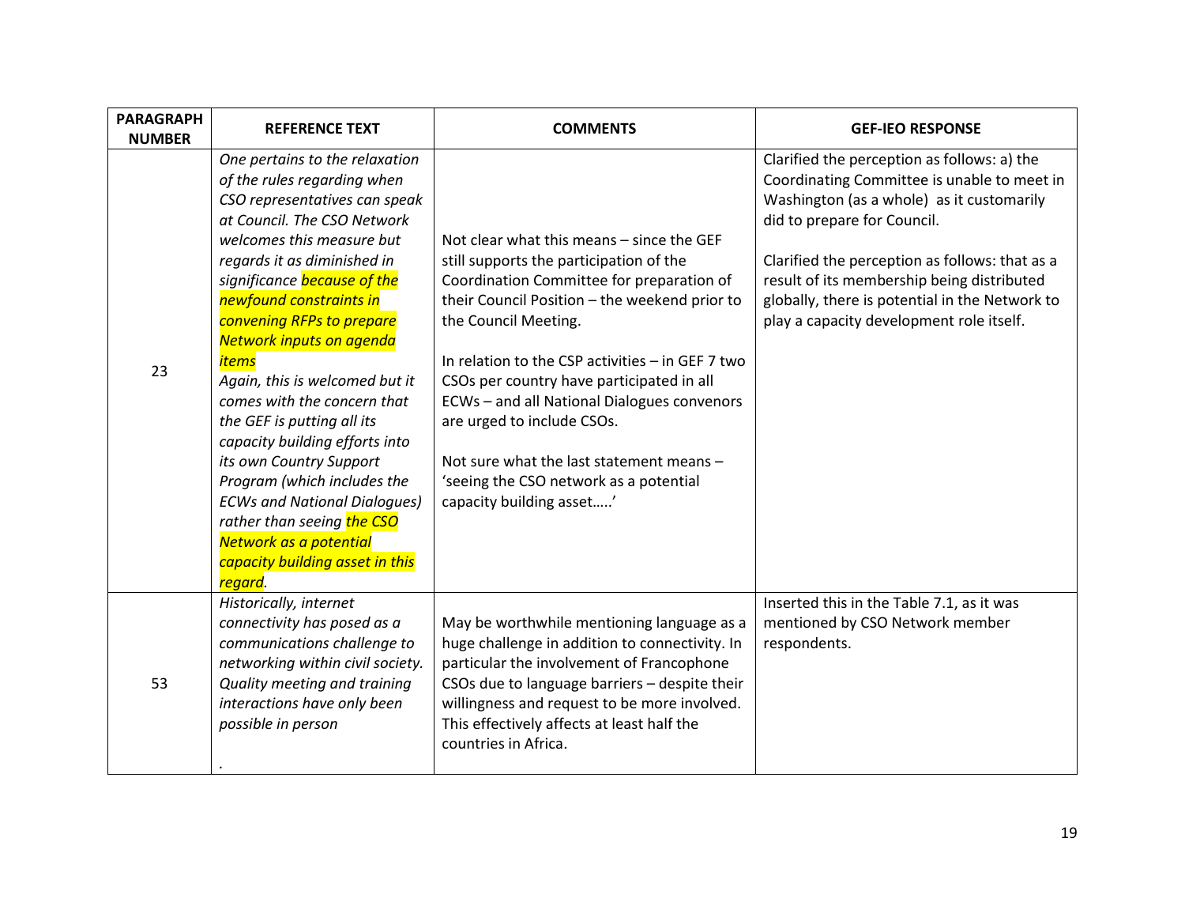| PARAGRAPH NUMBER | REFERENCE TEXT | COMMENTS | GEF-IEO RESPONSE |
|---|---|---|---|
| 23 | *One pertains to the relaxation of the rules regarding when CSO representatives can speak at Council. The CSO Network welcomes this measure but regards it as diminished in significance because of the newfound constraints in convening RFPs to prepare Network inputs on agenda items* *Again, this is welcomed but it comes with the concern that the GEF is putting all its capacity building efforts into its own Country Support Program (which includes the ECWs and National Dialogues) rather than seeing the CSO Network as a potential capacity building asset in this regard.* | Not clear what this means – since the GEF still supports the participation of the Coordination Committee for preparation of their Council Position – the weekend prior to the Council Meeting. In relation to the CSP activities – in GEF 7 two CSOs per country have participated in all ECWs – and all National Dialogues convenors are urged to include CSOs. Not sure what the last statement means – 'seeing the CSO network as a potential capacity building asset…..' | Clarified the perception as follows: a) the Coordinating Committee is unable to meet in Washington (as a whole) as it customarily did to prepare for Council. Clarified the perception as follows: that as a result of its membership being distributed globally, there is potential in the Network to play a capacity development role itself. |
| 53 | *Historically, internet connectivity has posed as a communications challenge to networking within civil society. Quality meeting and training interactions have only been possible in person* . | May be worthwhile mentioning language as a huge challenge in addition to connectivity. In particular the involvement of Francophone CSOs due to language barriers – despite their willingness and request to be more involved. This effectively affects at least half the countries in Africa. | Inserted this in the Table 7.1, as it was mentioned by CSO Network member respondents. |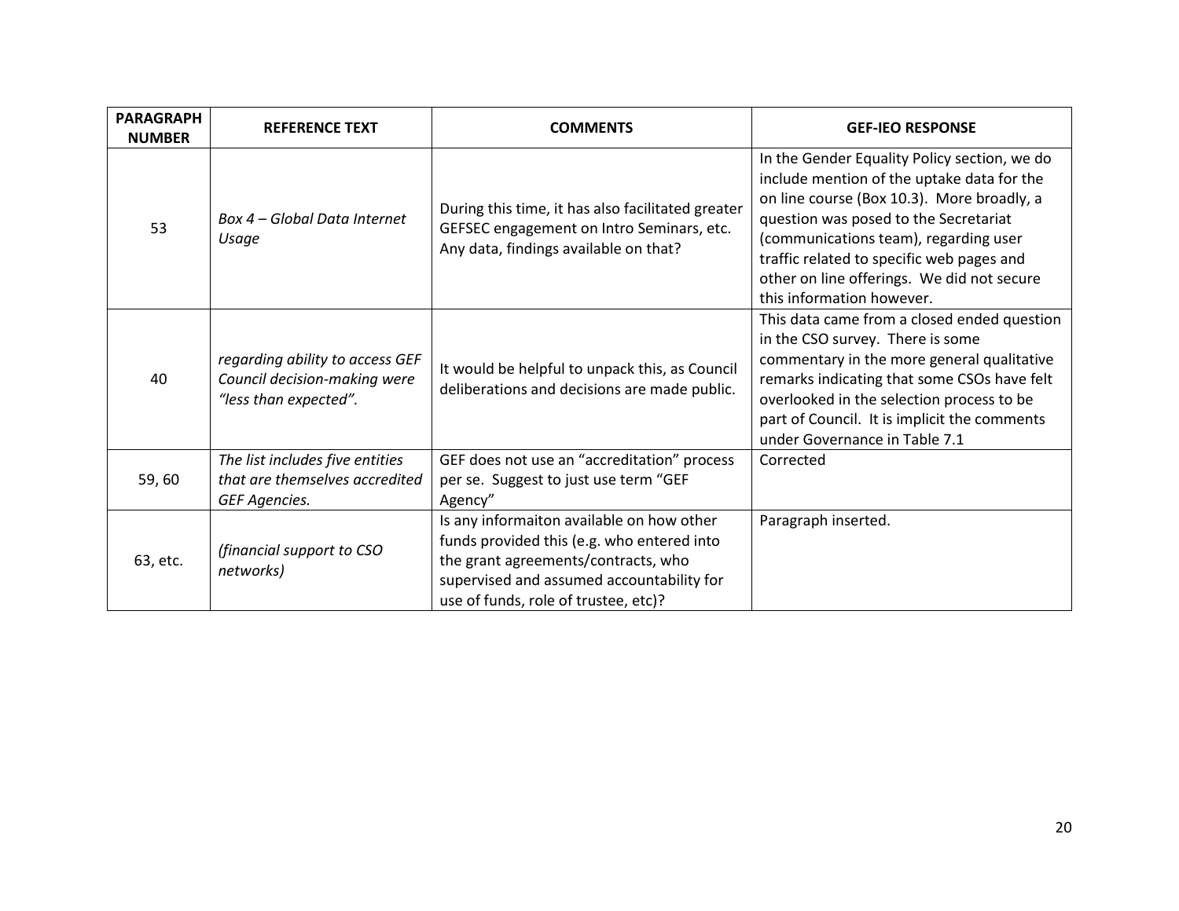| PARAGRAPH NUMBER | REFERENCE TEXT | COMMENTS | GEF-IEO RESPONSE |
|---|---|---|---|
| 53 | *Box 4 – Global Data Internet Usage* | During this time, it has also facilitated greater GEFSEC engagement on Intro Seminars, etc. Any data, findings available on that? | In the Gender Equality Policy section, we do include mention of the uptake data for the on line course (Box 10.3). More broadly, a question was posed to the Secretariat (communications team), regarding user traffic related to specific web pages and other on line offerings. We did not secure this information however. |
| 40 | *regarding ability to access GEF Council decision-making were "less than expected".* | It would be helpful to unpack this, as Council deliberations and decisions are made public. | This data came from a closed ended question in the CSO survey. There is some commentary in the more general qualitative remarks indicating that some CSOs have felt overlooked in the selection process to be part of Council. It is implicit the comments under Governance in Table 7.1 |
| 59, 60 | *The list includes five entities that are themselves accredited GEF Agencies.* | GEF does not use an "accreditation" process per se. Suggest to just use term "GEF Agency" | Corrected |
| 63, etc. | *(financial support to CSO networks)* | Is any informaiton available on how other funds provided this (e.g. who entered into the grant agreements/contracts, who supervised and assumed accountability for use of funds, role of trustee, etc)? | Paragraph inserted. |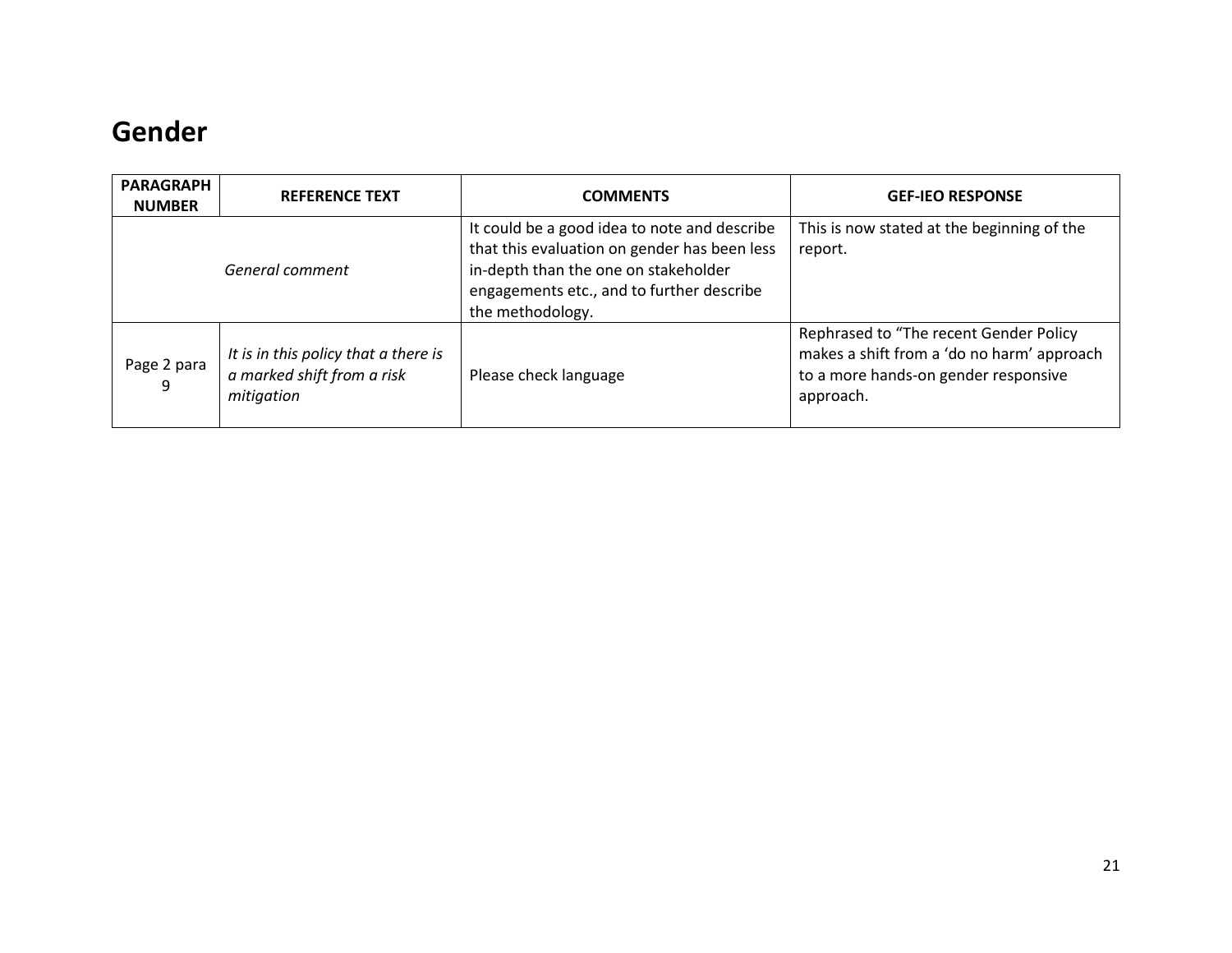## Gender

| PARAGRAPH NUMBER | REFERENCE TEXT | COMMENTS | GEF-IEO RESPONSE |
|---|---|---|---|
| *General comment* | | It could be a good idea to note and describe that this evaluation on gender has been less in-depth than the one on stakeholder engagements etc., and to further describe the methodology. | This is now stated at the beginning of the report. |
| Page 2 para 9 | *It is in this policy that a there is a marked shift from a risk mitigation* | Please check language | Rephrased to "The recent Gender Policy makes a shift from a 'do no harm' approach to a more hands-on gender responsive approach. |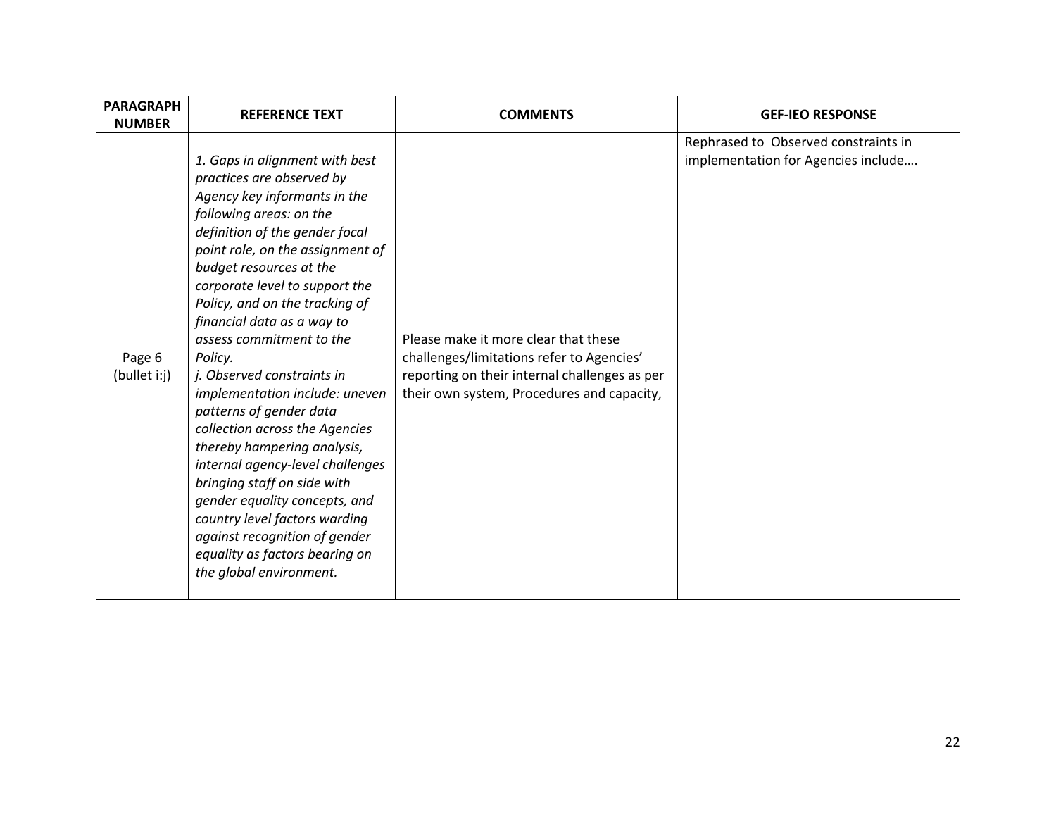| PARAGRAPH NUMBER | REFERENCE TEXT | COMMENTS | GEF-IEO RESPONSE |
| --- | --- | --- | --- |
| Page 6 (bullet i:j) | *1. Gaps in alignment with best practices are observed by Agency key informants in the following areas: on the definition of the gender focal point role, on the assignment of budget resources at the corporate level to support the Policy, and on the tracking of financial data as a way to assess commitment to the Policy.* *j. Observed constraints in implementation include: uneven patterns of gender data collection across the Agencies thereby hampering analysis, internal agency-level challenges bringing staff on side with gender equality concepts, and country level factors warding against recognition of gender equality as factors bearing on the global environment.* | Please make it more clear that these challenges/limitations refer to Agencies' reporting on their internal challenges as per their own system, Procedures and capacity, | Rephrased to Observed constraints in implementation for Agencies include…. |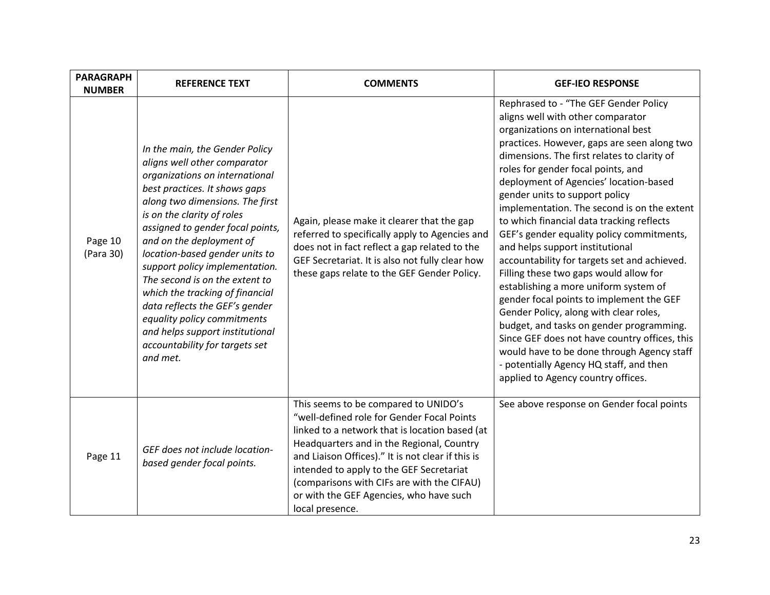| PARAGRAPH NUMBER | REFERENCE TEXT | COMMENTS | GEF-IEO RESPONSE |
|---|---|---|---|
| Page 10 (Para 30) | *In the main, the Gender Policy aligns well other comparator organizations on international best practices. It shows gaps along two dimensions. The first is on the clarity of roles assigned to gender focal points, and on the deployment of location-based gender units to support policy implementation. The second is on the extent to which the tracking of financial data reflects the GEF's gender equality policy commitments and helps support institutional accountability for targets set and met.* | Again, please make it clearer that the gap referred to specifically apply to Agencies and does not in fact reflect a gap related to the GEF Secretariat. It is also not fully clear how these gaps relate to the GEF Gender Policy. | Rephrased to - "The GEF Gender Policy aligns well with other comparator organizations on international best practices. However, gaps are seen along two dimensions. The first relates to clarity of roles for gender focal points, and deployment of Agencies' location-based gender units to support policy implementation. The second is on the extent to which financial data tracking reflects GEF's gender equality policy commitments, and helps support institutional accountability for targets set and achieved. Filling these two gaps would allow for establishing a more uniform system of gender focal points to implement the GEF Gender Policy, along with clear roles, budget, and tasks on gender programming. Since GEF does not have country offices, this would have to be done through Agency staff - potentially Agency HQ staff, and then applied to Agency country offices. |
| Page 11 | *GEF does not include location-based gender focal points.* | This seems to be compared to UNIDO's "well-defined role for Gender Focal Points linked to a network that is location based (at Headquarters and in the Regional, Country and Liaison Offices)." It is not clear if this is intended to apply to the GEF Secretariat (comparisons with CIFs are with the CIFAU) or with the GEF Agencies, who have such local presence. | See above response on Gender focal points |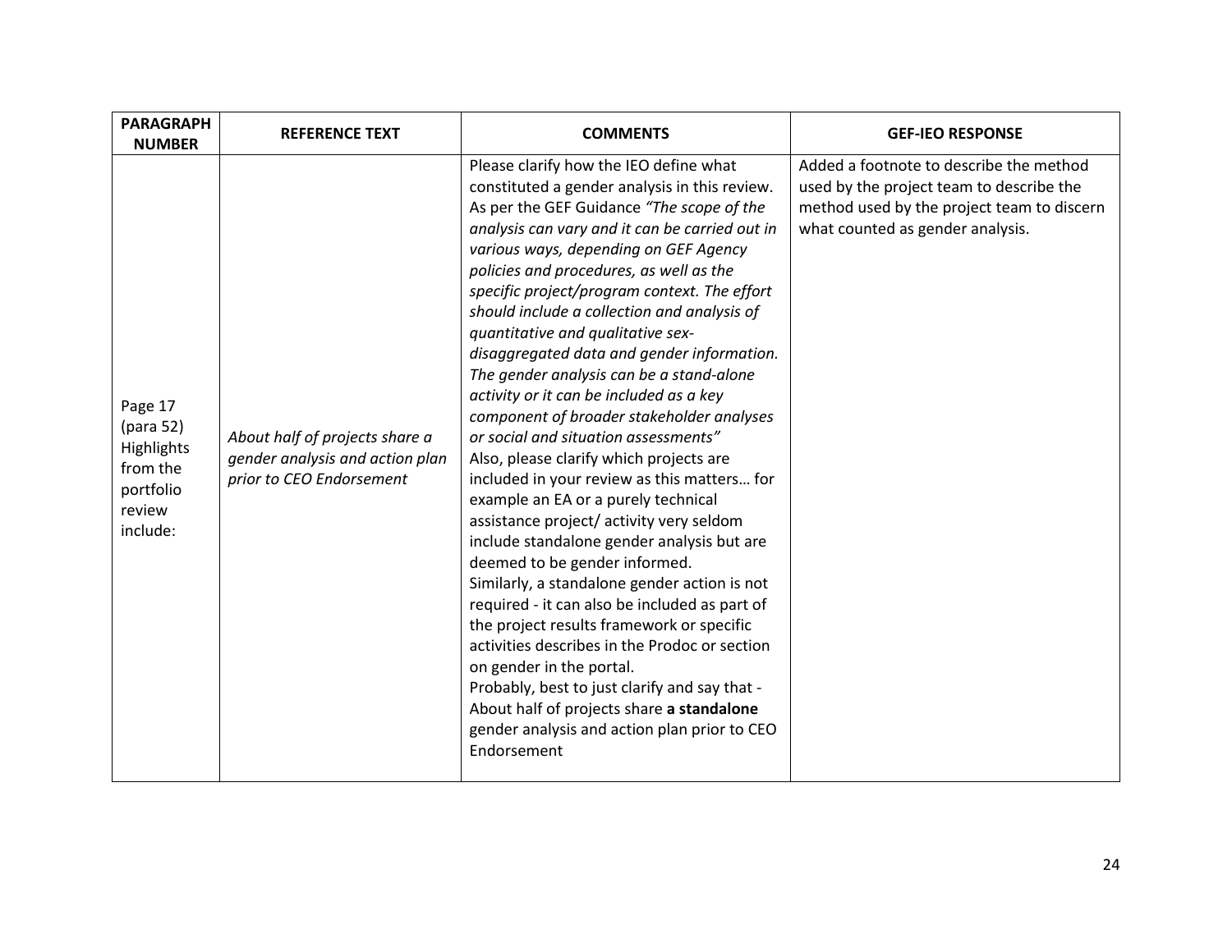| PARAGRAPH NUMBER | REFERENCE TEXT | COMMENTS | GEF-IEO RESPONSE |
|---|---|---|---|
| Page 17 (para 52) Highlights from the portfolio review include: | *About half of projects share a gender analysis and action plan prior to CEO Endorsement* | Please clarify how the IEO define what constituted a gender analysis in this review. As per the GEF Guidance *"The scope of the analysis can vary and it can be carried out in various ways, depending on GEF Agency policies and procedures, as well as the specific project/program context. The effort should include a collection and analysis of quantitative and qualitative sex-disaggregated data and gender information. The gender analysis can be a stand-alone activity or it can be included as a key component of broader stakeholder analyses or social and situation assessments"*<br>Also, please clarify which projects are included in your review as this matters… for example an EA or a purely technical assistance project/ activity very seldom include standalone gender analysis but are deemed to be gender informed.<br>Similarly, a standalone gender action is not required - it can also be included as part of the project results framework or specific activities describes in the Prodoc or section on gender in the portal.<br>Probably, best to just clarify and say that - About half of projects share **a standalone** gender analysis and action plan prior to CEO Endorsement | Added a footnote to describe the method used by the project team to describe the method used by the project team to discern what counted as gender analysis. |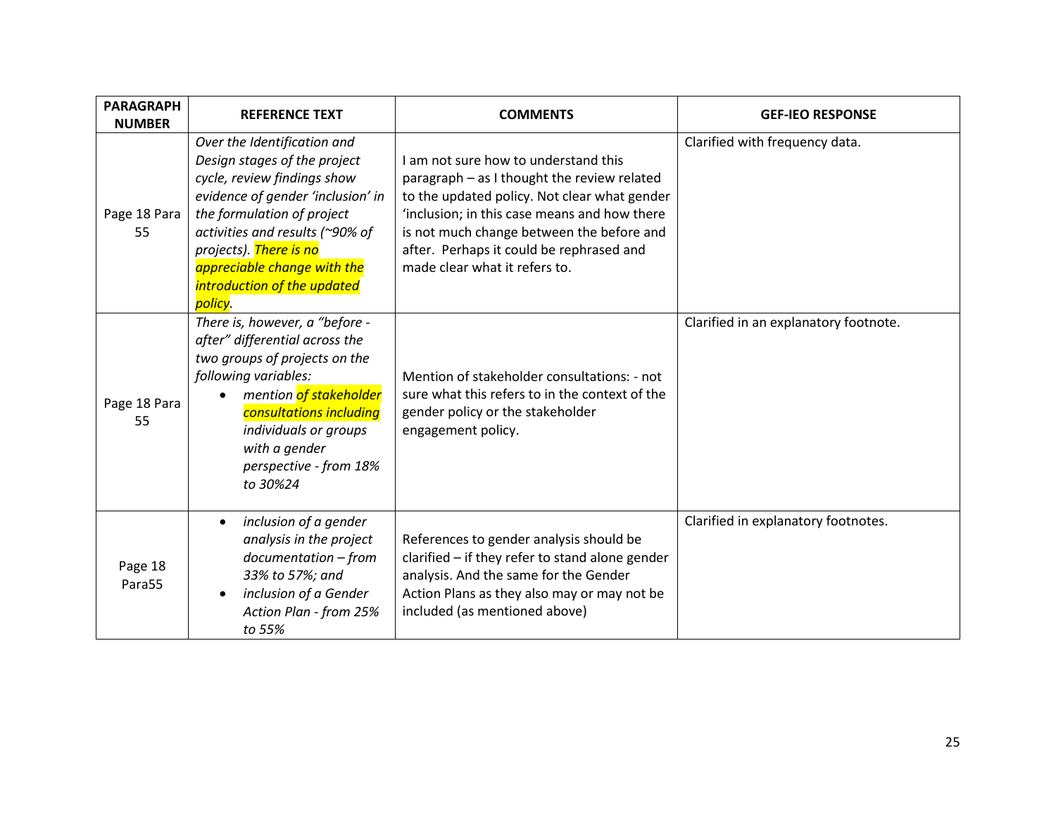| PARAGRAPH NUMBER | REFERENCE TEXT | COMMENTS | GEF-IEO RESPONSE |
|---|---|---|---|
| Page 18 Para 55 | *Over the Identification and Design stages of the project cycle, review findings show evidence of gender 'inclusion' in the formulation of project activities and results (~90% of projects). There is no appreciable change with the introduction of the updated policy.* | I am not sure how to understand this paragraph – as I thought the review related to the updated policy. Not clear what gender 'inclusion; in this case means and how there is not much change between the before and after. Perhaps it could be rephrased and made clear what it refers to. | Clarified with frequency data. |
| Page 18 Para 55 | *There is, however, a "before - after" differential across the two groups of projects on the following variables:*<br>• *mention of stakeholder consultations including individuals or groups with a gender perspective - from 18% to 30%24* | Mention of stakeholder consultations: - not sure what this refers to in the context of the gender policy or the stakeholder engagement policy. | Clarified in an explanatory footnote. |
| Page 18 Para55 | • *inclusion of a gender analysis in the project documentation – from 33% to 57%; and*<br>• *inclusion of a Gender Action Plan - from 25% to 55%* | References to gender analysis should be clarified – if they refer to stand alone gender analysis. And the same for the Gender Action Plans as they also may or may not be included (as mentioned above) | Clarified in explanatory footnotes. |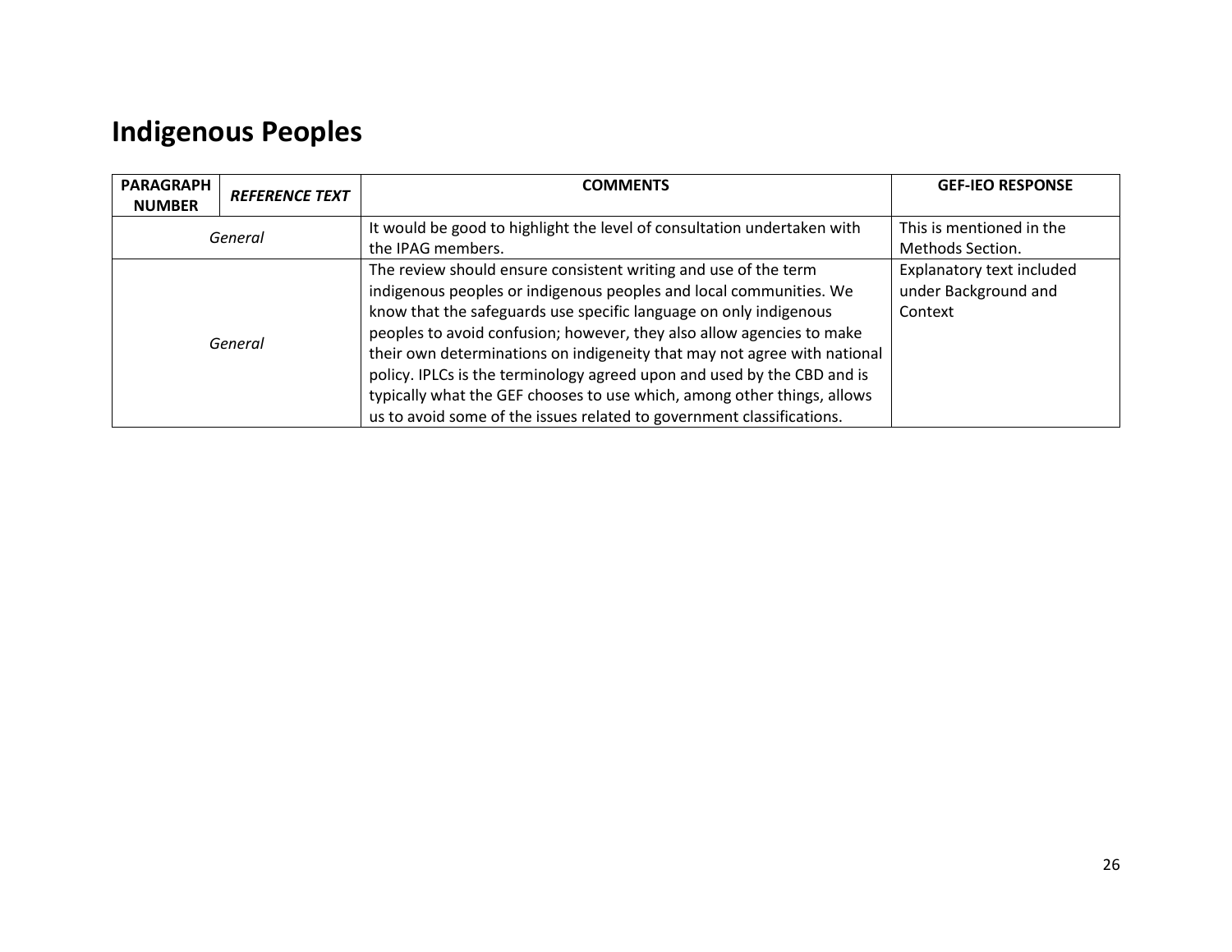# Indigenous Peoples

| PARAGRAPH NUMBER | *REFERENCE TEXT* | COMMENTS | GEF-IEO RESPONSE |
|---|---|---|---|
| *General* | | It would be good to highlight the level of consultation undertaken with the IPAG members. | This is mentioned in the Methods Section. |
| *General* | | The review should ensure consistent writing and use of the term indigenous peoples or indigenous peoples and local communities. We know that the safeguards use specific language on only indigenous peoples to avoid confusion; however, they also allow agencies to make their own determinations on indigeneity that may not agree with national policy. IPLCs is the terminology agreed upon and used by the CBD and is typically what the GEF chooses to use which, among other things, allows us to avoid some of the issues related to government classifications. | Explanatory text included under Background and Context |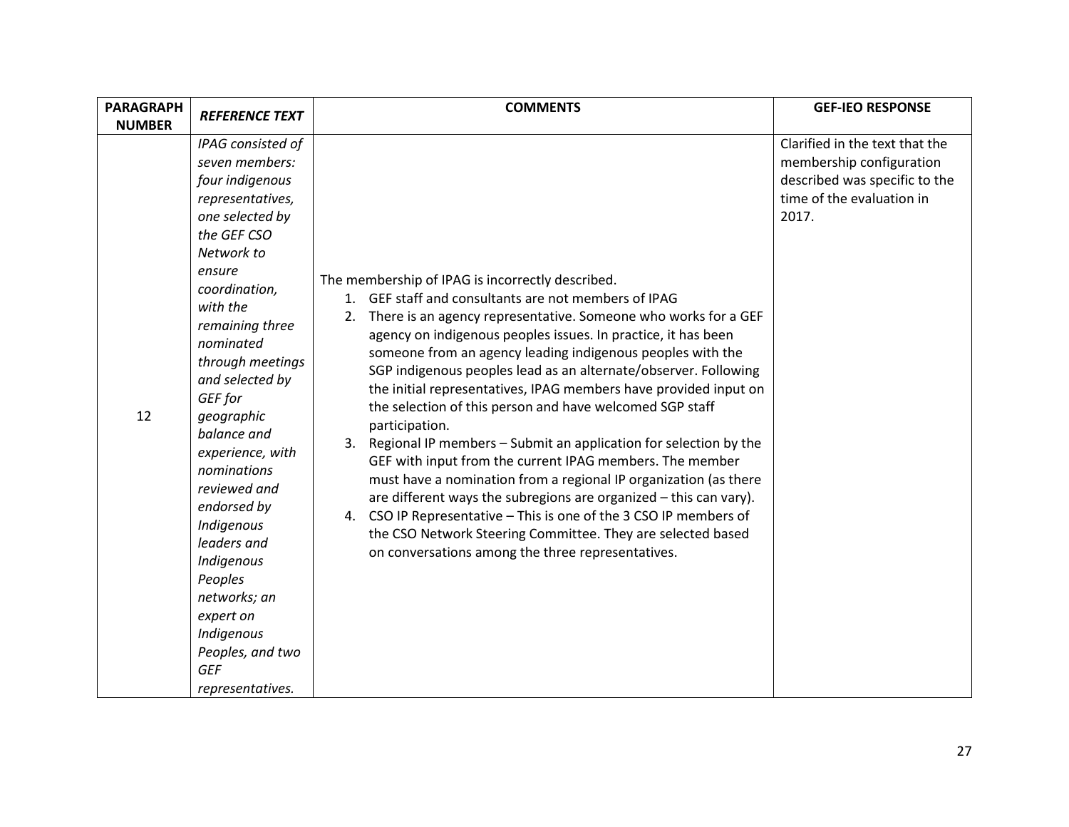| PARAGRAPH NUMBER | *REFERENCE TEXT* | COMMENTS | GEF-IEO RESPONSE |
|---|---|---|---|
| 12 | *IPAG consisted of seven members: four indigenous representatives, one selected by the GEF CSO Network to ensure coordination, with the remaining three nominated through meetings and selected by GEF for geographic balance and experience, with nominations reviewed and endorsed by Indigenous leaders and Indigenous Peoples networks; an expert on Indigenous Peoples, and two GEF representatives.* | The membership of IPAG is incorrectly described.<br>1. GEF staff and consultants are not members of IPAG<br>2. There is an agency representative. Someone who works for a GEF agency on indigenous peoples issues. In practice, it has been someone from an agency leading indigenous peoples with the SGP indigenous peoples lead as an alternate/observer. Following the initial representatives, IPAG members have provided input on the selection of this person and have welcomed SGP staff participation.<br>3. Regional IP members – Submit an application for selection by the GEF with input from the current IPAG members. The member must have a nomination from a regional IP organization (as there are different ways the subregions are organized – this can vary).<br>4. CSO IP Representative – This is one of the 3 CSO IP members of the CSO Network Steering Committee. They are selected based on conversations among the three representatives. | Clarified in the text that the membership configuration described was specific to the time of the evaluation in 2017. |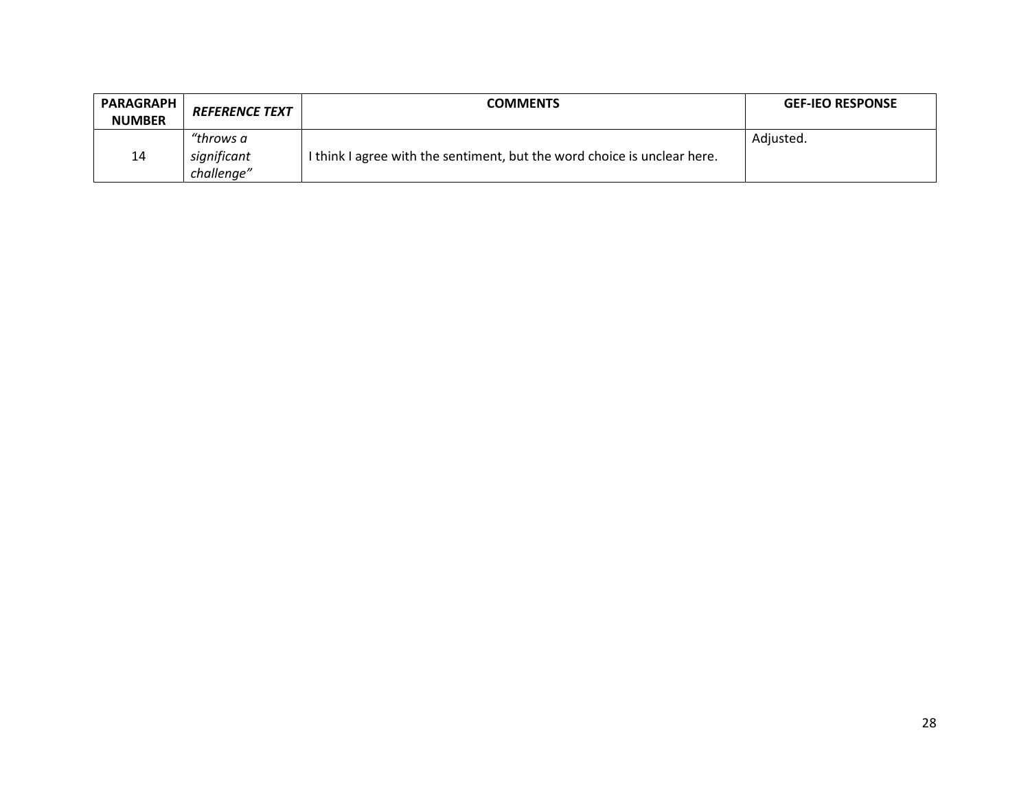| PARAGRAPH NUMBER | *REFERENCE TEXT* | COMMENTS | GEF-IEO RESPONSE |
|---|---|---|---|
| 14 | *"throws a significant challenge"* | I think I agree with the sentiment, but the word choice is unclear here. | Adjusted. |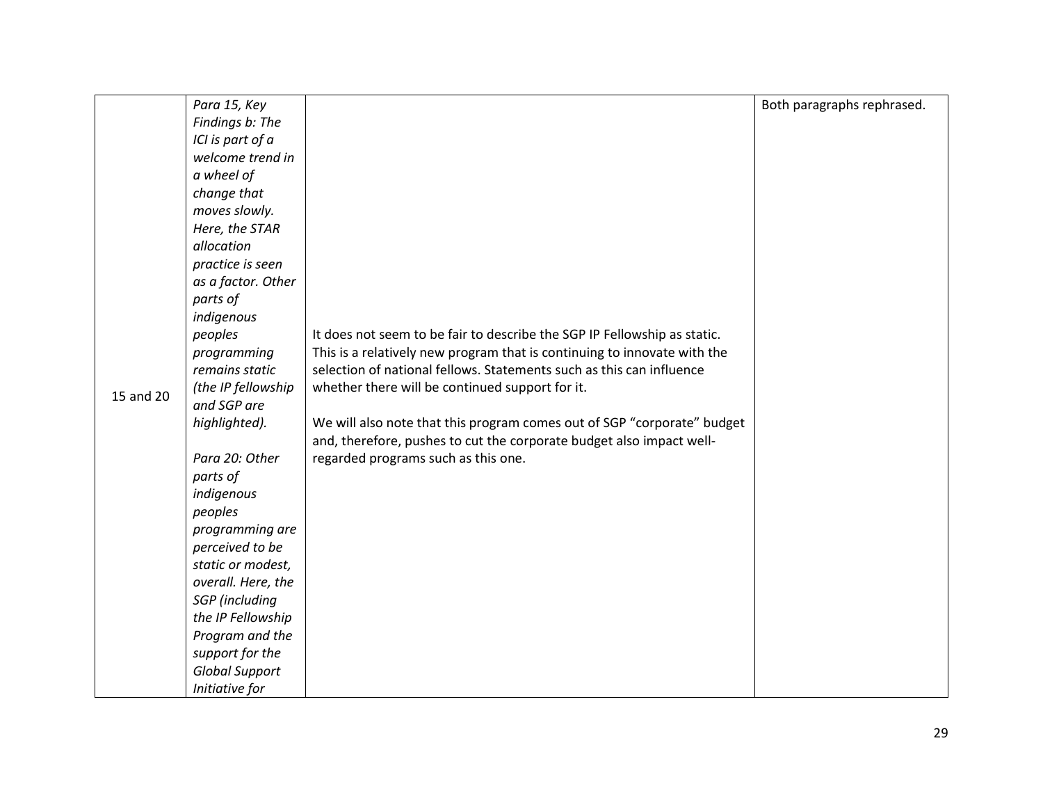| | | | |
|---|---|---|---|
| 15 and 20 | *Para 15, Key Findings b: The ICI is part of a welcome trend in a wheel of change that moves slowly. Here, the STAR allocation practice is seen as a factor. Other parts of indigenous peoples programming remains static (the IP fellowship and SGP are highlighted).*<br><br>*Para 20: Other parts of indigenous peoples programming are perceived to be static or modest, overall. Here, the SGP (including the IP Fellowship Program and the support for the Global Support Initiative for* | It does not seem to be fair to describe the SGP IP Fellowship as static. This is a relatively new program that is continuing to innovate with the selection of national fellows. Statements such as this can influence whether there will be continued support for it.<br><br>We will also note that this program comes out of SGP "corporate" budget and, therefore, pushes to cut the corporate budget also impact well-regarded programs such as this one. | Both paragraphs rephrased. |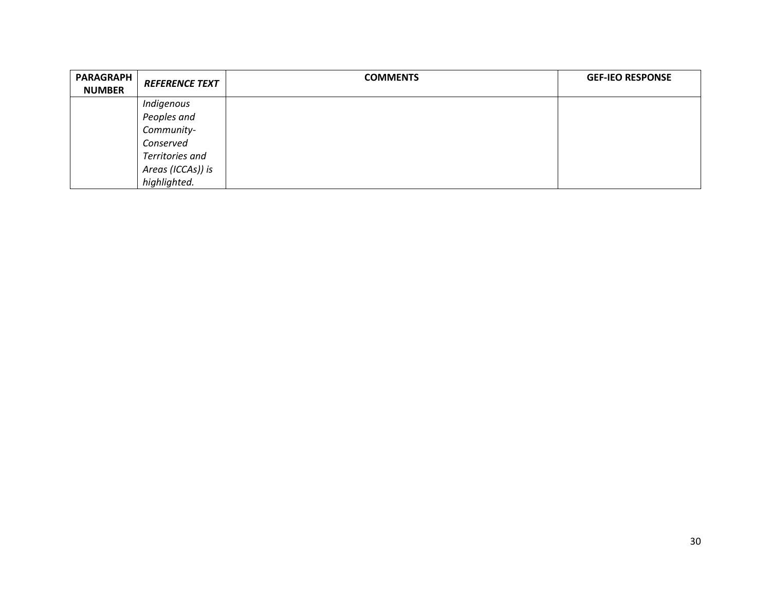| PARAGRAPH NUMBER | *REFERENCE TEXT* | COMMENTS | GEF-IEO RESPONSE |
| --- | --- | --- | --- |
| | *Indigenous Peoples and Community-Conserved Territories and Areas (ICCAs)) is highlighted.* | | |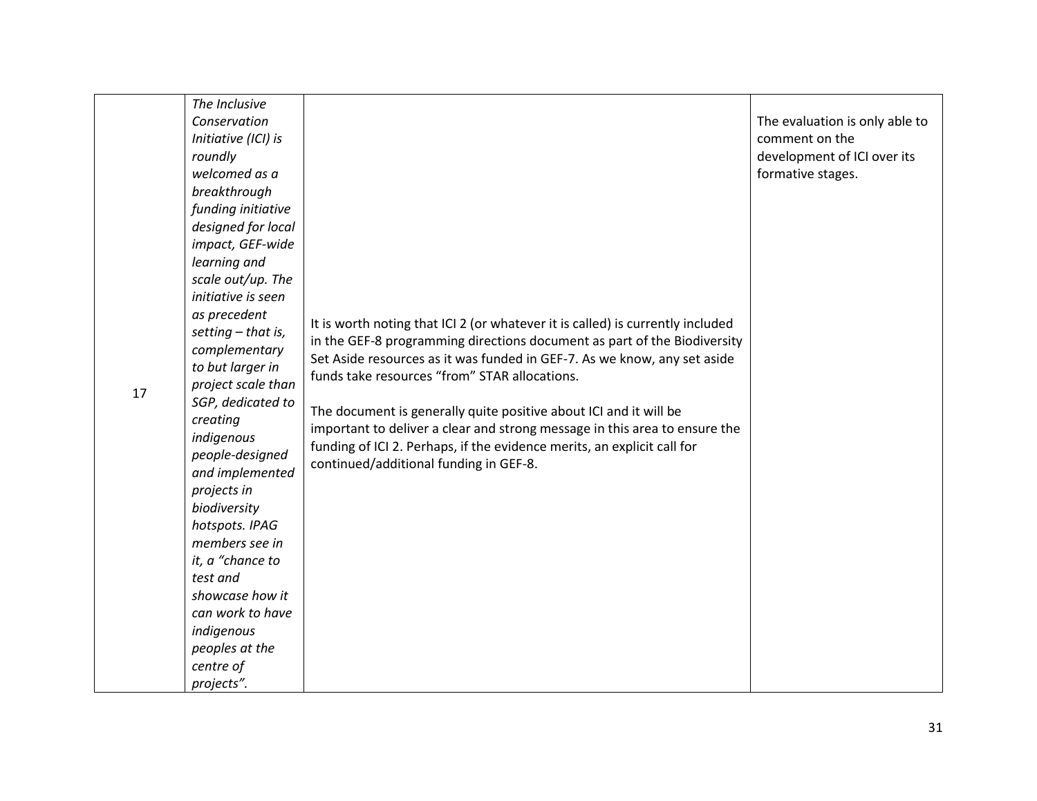| | | | |
|---|---|---|---|
| 17 | *The Inclusive Conservation Initiative (ICI) is roundly welcomed as a breakthrough funding initiative designed for local impact, GEF-wide learning and scale out/up. The initiative is seen as precedent setting – that is, complementary to but larger in project scale than SGP, dedicated to creating indigenous people-designed and implemented projects in biodiversity hotspots. IPAG members see in it, a "chance to test and showcase how it can work to have indigenous peoples at the centre of projects".* | It is worth noting that ICI 2 (or whatever it is called) is currently included in the GEF-8 programming directions document as part of the Biodiversity Set Aside resources as it was funded in GEF-7. As we know, any set aside funds take resources "from" STAR allocations.<br><br>The document is generally quite positive about ICI and it will be important to deliver a clear and strong message in this area to ensure the funding of ICI 2. Perhaps, if the evidence merits, an explicit call for continued/additional funding in GEF-8. | The evaluation is only able to comment on the development of ICI over its formative stages. |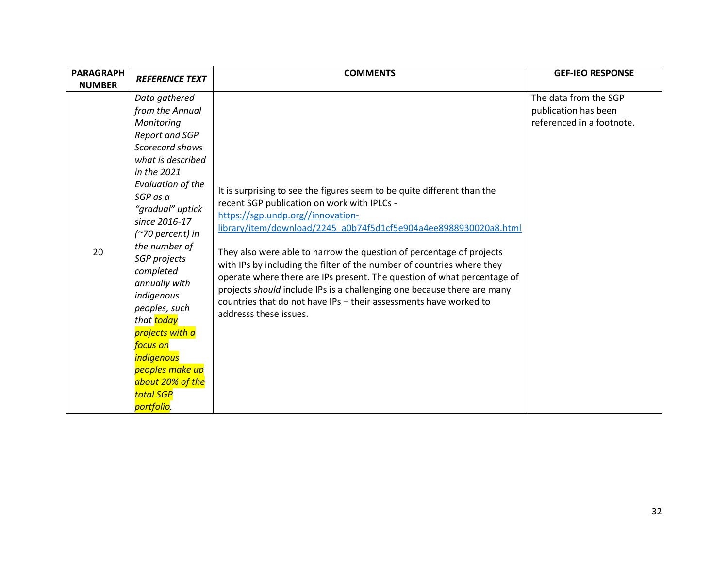| PARAGRAPH NUMBER | *REFERENCE TEXT* | COMMENTS | GEF-IEO RESPONSE |
|---|---|---|---|
| 20 | *Data gathered from the Annual Monitoring Report and SGP Scorecard shows what is described in the 2021 Evaluation of the SGP as a "gradual" uptick since 2016-17 (~70 percent) in the number of SGP projects completed annually with indigenous peoples, such that today projects with a focus on indigenous peoples make up about 20% of the total SGP portfolio.* | It is surprising to see the figures seem to be quite different than the recent SGP publication on work with IPLCs - https://sgp.undp.org//innovation-library/item/download/2245_a0b74f5d1cf5e904a4ee8988930020a8.html<br><br>They also were able to narrow the question of percentage of projects with IPs by including the filter of the number of countries where they operate where there are IPs present. The question of what percentage of projects *should* include IPs is a challenging one because there are many countries that do not have IPs – their assessments have worked to addresss these issues. | The data from the SGP publication has been referenced in a footnote. |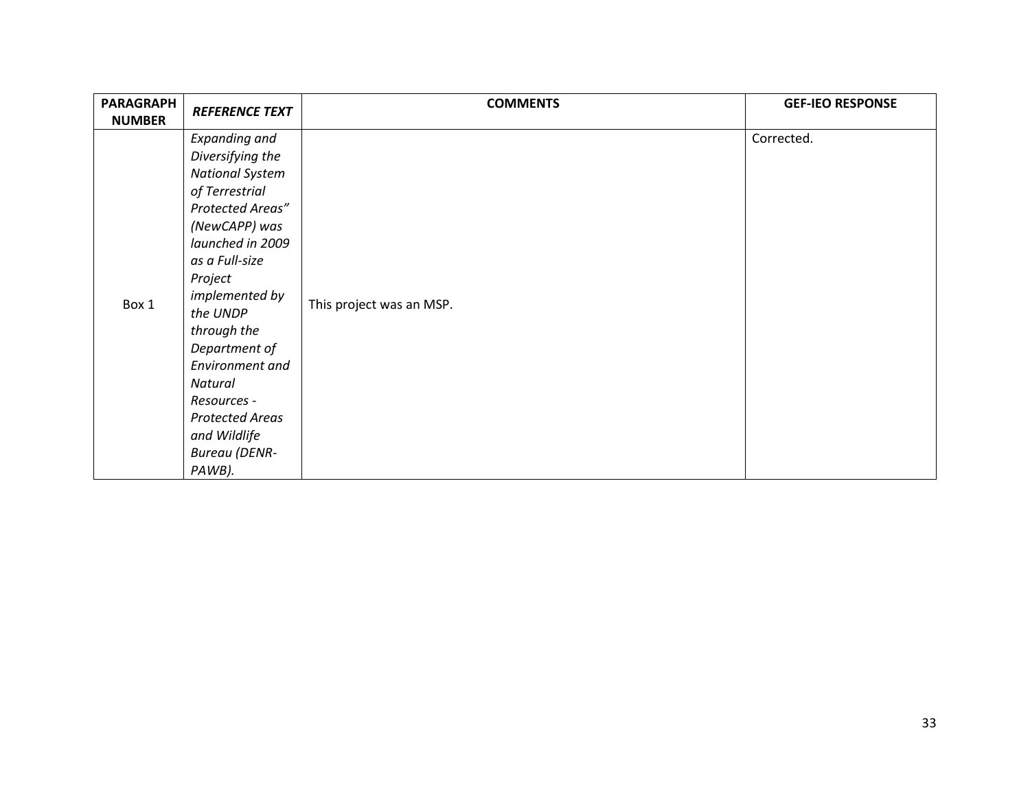| PARAGRAPH NUMBER | *REFERENCE TEXT* | COMMENTS | GEF-IEO RESPONSE |
| --- | --- | --- | --- |
| Box 1 | *Expanding and Diversifying the National System of Terrestrial Protected Areas" (NewCAPP) was launched in 2009 as a Full-size Project implemented by the UNDP through the Department of Environment and Natural Resources - Protected Areas and Wildlife Bureau (DENR-PAWB).* | This project was an MSP. | Corrected. |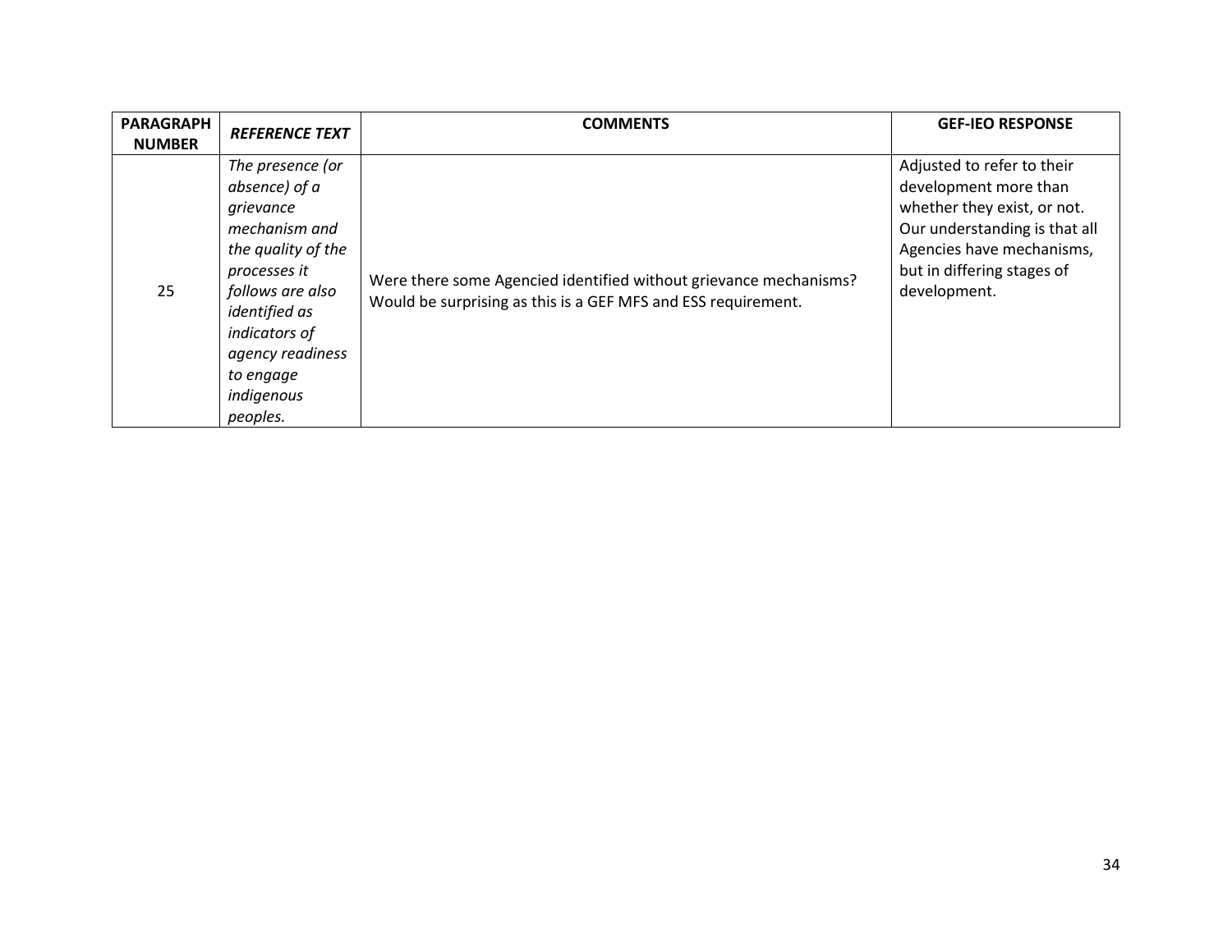| PARAGRAPH NUMBER | *REFERENCE TEXT* | COMMENTS | GEF-IEO RESPONSE |
|---|---|---|---|
| 25 | *The presence (or absence) of a grievance mechanism and the quality of the processes it follows are also identified as indicators of agency readiness to engage indigenous peoples.* | Were there some Agencied identified without grievance mechanisms? Would be surprising as this is a GEF MFS and ESS requirement. | Adjusted to refer to their development more than whether they exist, or not. Our understanding is that all Agencies have mechanisms, but in differing stages of development. |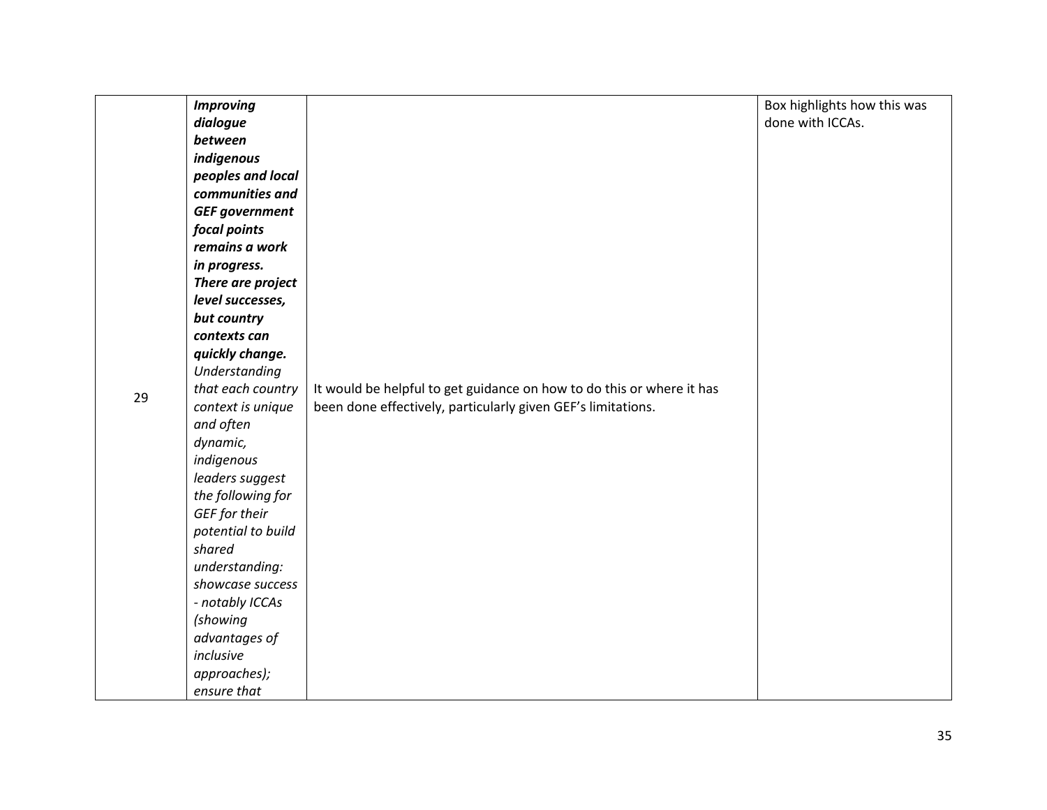| | | | |
|---|---|---|---|
| 29 | ***Improving dialogue between indigenous peoples and local communities and GEF government focal points remains a work in progress. There are project level successes, but country contexts can quickly change.*** *Understanding that each country context is unique and often dynamic, indigenous leaders suggest the following for GEF for their potential to build shared understanding: showcase success - notably ICCAs (showing advantages of inclusive approaches); ensure that* | It would be helpful to get guidance on how to do this or where it has been done effectively, particularly given GEF's limitations. | Box highlights how this was done with ICCAs. |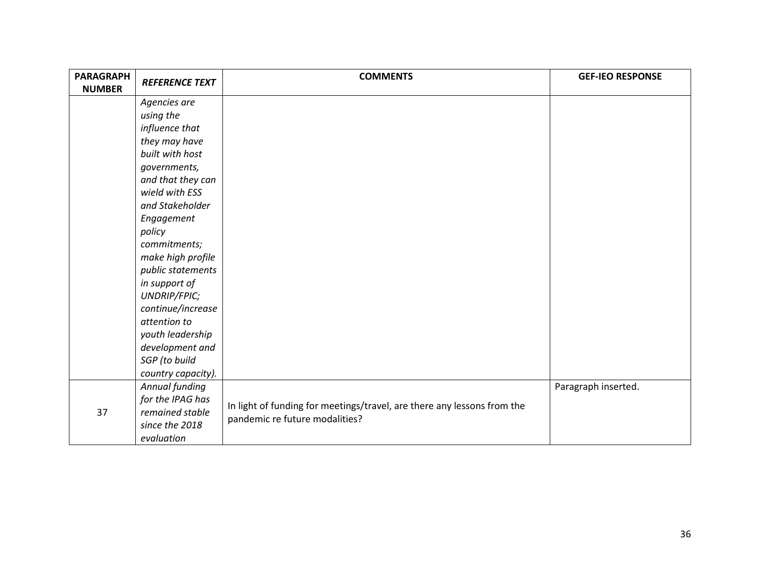| PARAGRAPH NUMBER | *REFERENCE TEXT* | COMMENTS | GEF-IEO RESPONSE |
|---|---|---|---|
| | *Agencies are using the influence that they may have built with host governments, and that they can wield with ESS and Stakeholder Engagement policy commitments; make high profile public statements in support of UNDRIP/FPIC; continue/increase attention to youth leadership development and SGP (to build country capacity).* | | |
| 37 | *Annual funding for the IPAG has remained stable since the 2018 evaluation* | In light of funding for meetings/travel, are there any lessons from the pandemic re future modalities? | Paragraph inserted. |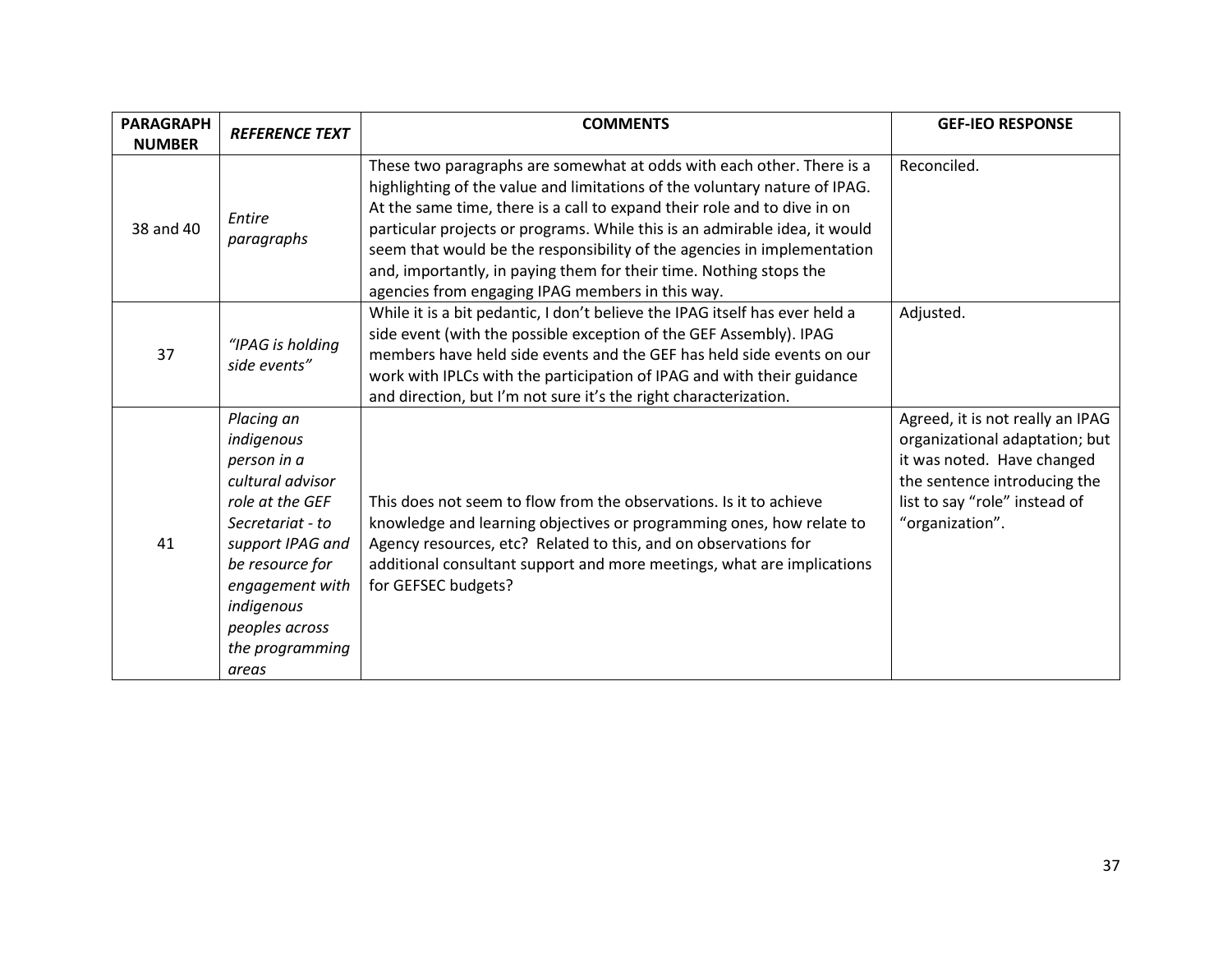| PARAGRAPH NUMBER | *REFERENCE TEXT* | COMMENTS | GEF-IEO RESPONSE |
|---|---|---|---|
| 38 and 40 | *Entire paragraphs* | These two paragraphs are somewhat at odds with each other. There is a highlighting of the value and limitations of the voluntary nature of IPAG. At the same time, there is a call to expand their role and to dive in on particular projects or programs. While this is an admirable idea, it would seem that would be the responsibility of the agencies in implementation and, importantly, in paying them for their time. Nothing stops the agencies from engaging IPAG members in this way. | Reconciled. |
| 37 | *"IPAG is holding side events"* | While it is a bit pedantic, I don't believe the IPAG itself has ever held a side event (with the possible exception of the GEF Assembly). IPAG members have held side events and the GEF has held side events on our work with IPLCs with the participation of IPAG and with their guidance and direction, but I'm not sure it's the right characterization. | Adjusted. |
| 41 | *Placing an indigenous person in a cultural advisor role at the GEF Secretariat - to support IPAG and be resource for engagement with indigenous peoples across the programming areas* | This does not seem to flow from the observations. Is it to achieve knowledge and learning objectives or programming ones, how relate to Agency resources, etc? Related to this, and on observations for additional consultant support and more meetings, what are implications for GEFSEC budgets? | Agreed, it is not really an IPAG organizational adaptation; but it was noted. Have changed the sentence introducing the list to say "role" instead of "organization". |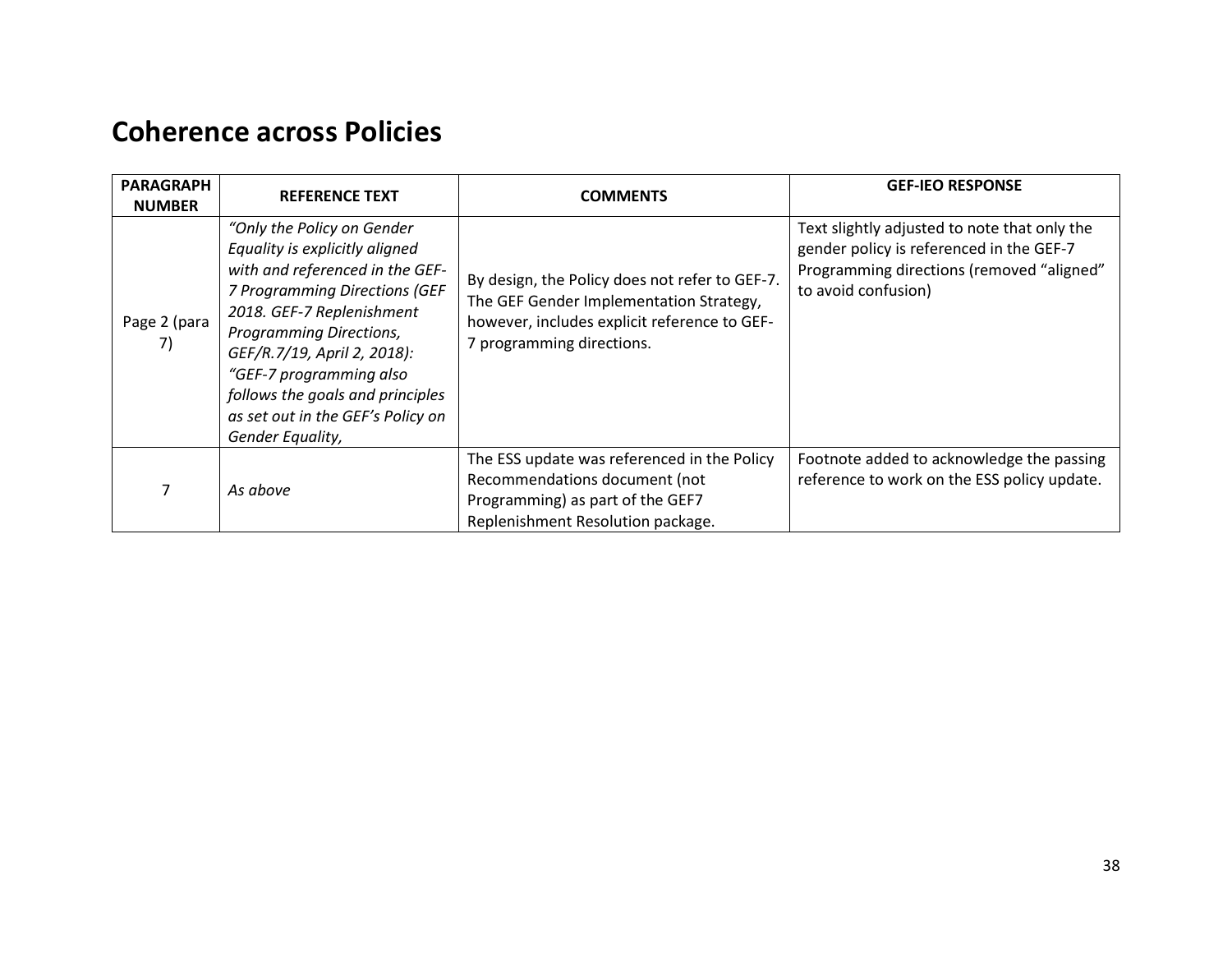# Coherence across Policies

| PARAGRAPH NUMBER | REFERENCE TEXT | COMMENTS | GEF-IEO RESPONSE |
|---|---|---|---|
| Page 2 (para 7) | *"Only the Policy on Gender Equality is explicitly aligned with and referenced in the GEF-7 Programming Directions (GEF 2018. GEF-7 Replenishment Programming Directions, GEF/R.7/19, April 2, 2018): "GEF-7 programming also follows the goals and principles as set out in the GEF's Policy on Gender Equality,* | By design, the Policy does not refer to GEF-7. The GEF Gender Implementation Strategy, however, includes explicit reference to GEF-7 programming directions. | Text slightly adjusted to note that only the gender policy is referenced in the GEF-7 Programming directions (removed "aligned" to avoid confusion) |
| 7 | *As above* | The ESS update was referenced in the Policy Recommendations document (not Programming) as part of the GEF7 Replenishment Resolution package. | Footnote added to acknowledge the passing reference to work on the ESS policy update. |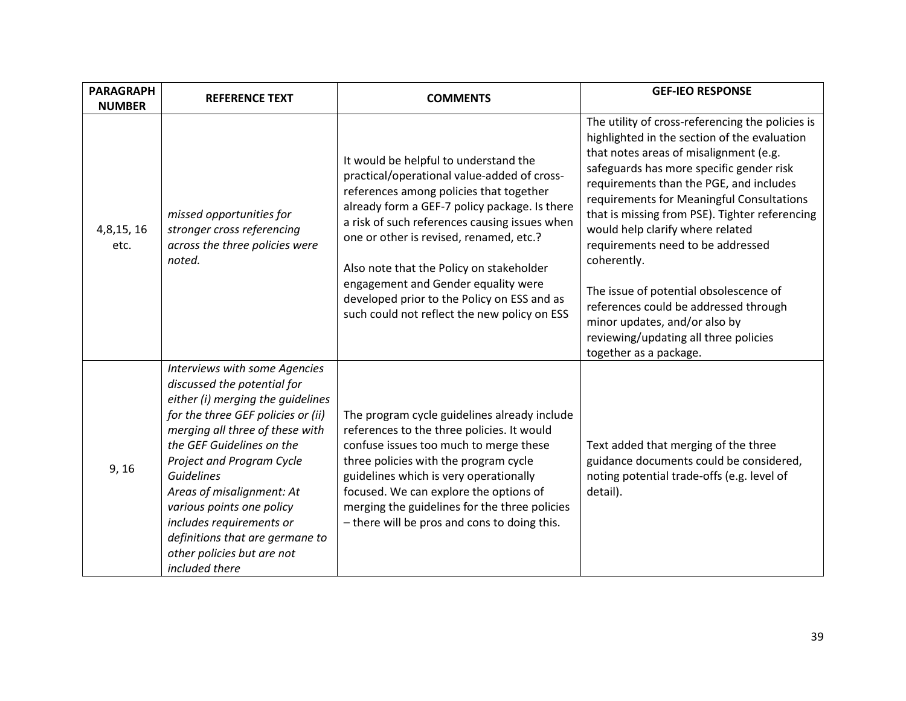| PARAGRAPH NUMBER | REFERENCE TEXT | COMMENTS | GEF-IEO RESPONSE |
|---|---|---|---|
| 4,8,15, 16 etc. | *missed opportunities for stronger cross referencing across the three policies were noted.* | It would be helpful to understand the practical/operational value-added of cross-references among policies that together already form a GEF-7 policy package. Is there a risk of such references causing issues when one or other is revised, renamed, etc.?<br><br>Also note that the Policy on stakeholder engagement and Gender equality were developed prior to the Policy on ESS and as such could not reflect the new policy on ESS | The utility of cross-referencing the policies is highlighted in the section of the evaluation that notes areas of misalignment (e.g. safeguards has more specific gender risk requirements than the PGE, and includes requirements for Meaningful Consultations that is missing from PSE). Tighter referencing would help clarify where related requirements need to be addressed coherently.<br><br>The issue of potential obsolescence of references could be addressed through minor updates, and/or also by reviewing/updating all three policies together as a package. |
| 9, 16 | *Interviews with some Agencies discussed the potential for either (i) merging the guidelines for the three GEF policies or (ii) merging all three of these with the GEF Guidelines on the Project and Program Cycle Guidelines*<br>*Areas of misalignment: At various points one policy includes requirements or definitions that are germane to other policies but are not included there* | The program cycle guidelines already include references to the three policies. It would confuse issues too much to merge these three policies with the program cycle guidelines which is very operationally focused. We can explore the options of merging the guidelines for the three policies – there will be pros and cons to doing this. | Text added that merging of the three guidance documents could be considered, noting potential trade-offs (e.g. level of detail). |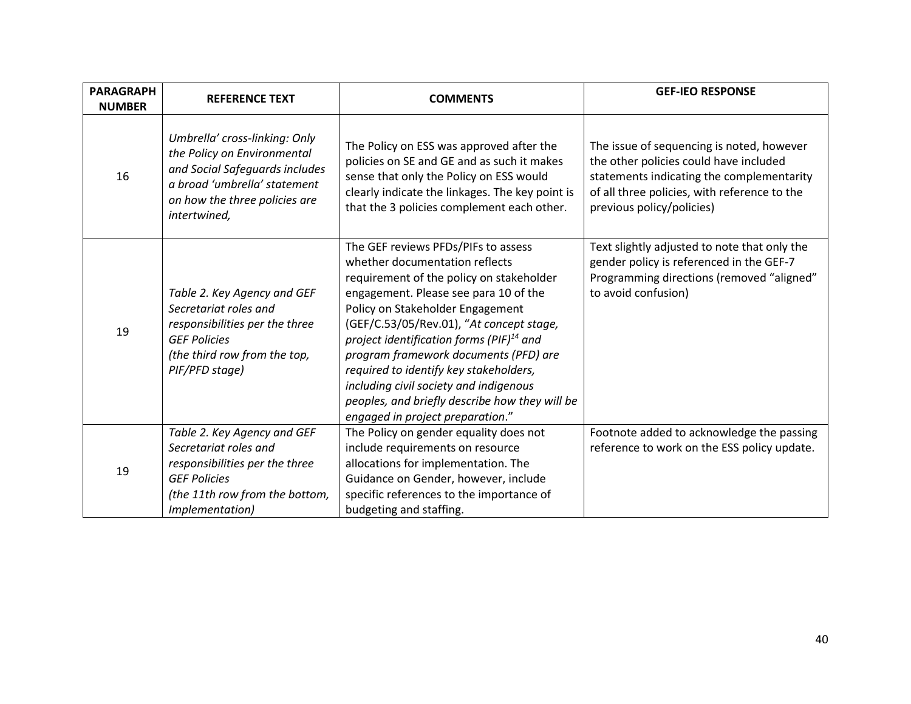| PARAGRAPH NUMBER | REFERENCE TEXT | COMMENTS | GEF-IEO RESPONSE |
|---|---|---|---|
| 16 | *Umbrella' cross-linking: Only the Policy on Environmental and Social Safeguards includes a broad 'umbrella' statement on how the three policies are intertwined,* | The Policy on ESS was approved after the policies on SE and GE and as such it makes sense that only the Policy on ESS would clearly indicate the linkages. The key point is that the 3 policies complement each other. | The issue of sequencing is noted, however the other policies could have included statements indicating the complementarity of all three policies, with reference to the previous policy/policies) |
| 19 | *Table 2. Key Agency and GEF Secretariat roles and responsibilities per the three GEF Policies (the third row from the top, PIF/PFD stage)* | The GEF reviews PFDs/PIFs to assess whether documentation reflects requirement of the policy on stakeholder engagement. Please see para 10 of the Policy on Stakeholder Engagement (GEF/C.53/05/Rev.01), "*At concept stage, project identification forms (PIF)[14] and program framework documents (PFD) are required to identify key stakeholders, including civil society and indigenous peoples, and briefly describe how they will be engaged in project preparation*." | Text slightly adjusted to note that only the gender policy is referenced in the GEF-7 Programming directions (removed "aligned" to avoid confusion) |
| 19 | *Table 2. Key Agency and GEF Secretariat roles and responsibilities per the three GEF Policies (the 11th row from the bottom, Implementation)* | The Policy on gender equality does not include requirements on resource allocations for implementation. The Guidance on Gender, however, include specific references to the importance of budgeting and staffing. | Footnote added to acknowledge the passing reference to work on the ESS policy update. |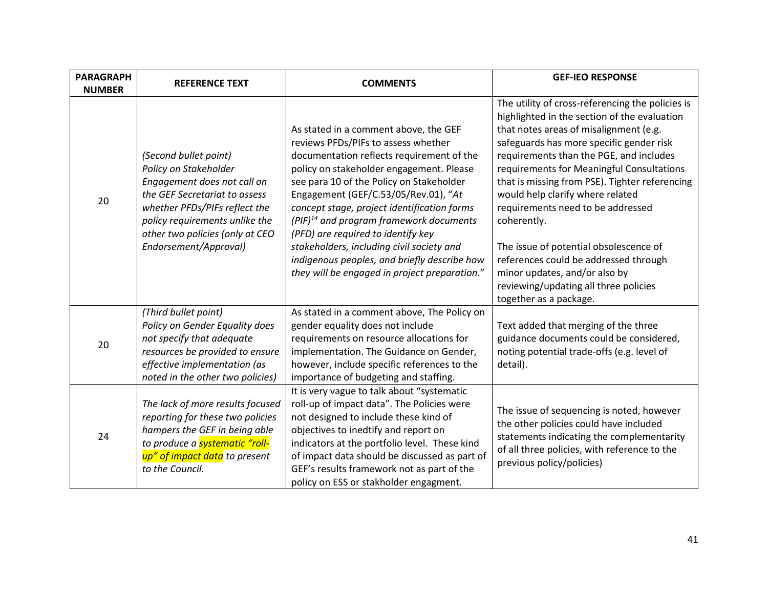| PARAGRAPH NUMBER | REFERENCE TEXT | COMMENTS | GEF-IEO RESPONSE |
|---|---|---|---|
| 20 | *(Second bullet point) Policy on Stakeholder Engagement does not call on the GEF Secretariat to assess whether PFDs/PIFs reflect the policy requirements unlike the other two policies (only at CEO Endorsement/Approval)* | As stated in a comment above, the GEF reviews PFDs/PIFs to assess whether documentation reflects requirement of the policy on stakeholder engagement. Please see para 10 of the Policy on Stakeholder Engagement (GEF/C.53/05/Rev.01), "*At concept stage, project identification forms (PIF)[14] and program framework documents (PFD) are required to identify key stakeholders, including civil society and indigenous peoples, and briefly describe how they will be engaged in project preparation*." | The utility of cross-referencing the policies is highlighted in the section of the evaluation that notes areas of misalignment (e.g. safeguards has more specific gender risk requirements than the PGE, and includes requirements for Meaningful Consultations that is missing from PSE). Tighter referencing would help clarify where related requirements need to be addressed coherently.<br><br>The issue of potential obsolescence of references could be addressed through minor updates, and/or also by reviewing/updating all three policies together as a package. |
| 20 | *(Third bullet point) Policy on Gender Equality does not specify that adequate resources be provided to ensure effective implementation (as noted in the other two policies)* | As stated in a comment above, The Policy on gender equality does not include requirements on resource allocations for implementation. The Guidance on Gender, however, include specific references to the importance of budgeting and staffing. | Text added that merging of the three guidance documents could be considered, noting potential trade-offs (e.g. level of detail). |
| 24 | *The lack of more results focused reporting for these two policies hampers the GEF in being able to produce a systematic "roll-up" of impact data to present to the Council.* | It is very vague to talk about "systematic roll-up of impact data". The Policies were not designed to include these kind of objectives to inedtify and report on indicators at the portfolio level. These kind of impact data should be discussed as part of GEF's results framework not as part of the policy on ESS or stakholder engagment. | The issue of sequencing is noted, however the other policies could have included statements indicating the complementarity of all three policies, with reference to the previous policy/policies) |